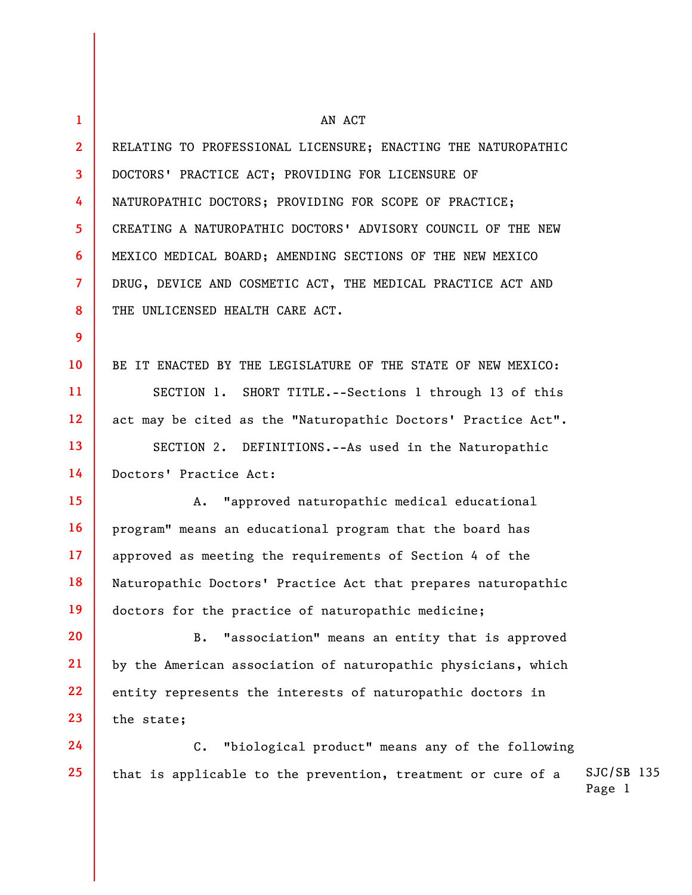AN ACT

RELATING TO PROFESSIONAL LICENSURE; ENACTING THE NATUROPATHIC DOCTORS' PRACTICE ACT; PROVIDING FOR LICENSURE OF NATUROPATHIC DOCTORS; PROVIDING FOR SCOPE OF PRACTICE; CREATING A NATUROPATHIC DOCTORS' ADVISORY COUNCIL OF THE NEW MEXICO MEDICAL BOARD; AMENDING SECTIONS OF THE NEW MEXICO DRUG, DEVICE AND COSMETIC ACT, THE MEDICAL PRACTICE ACT AND THE UNLICENSED HEALTH CARE ACT.

BE IT ENACTED BY THE LEGISLATURE OF THE STATE OF NEW MEXICO:

SECTION 1. SHORT TITLE.--Sections 1 through 13 of this act may be cited as the "Naturopathic Doctors' Practice Act".

SECTION 2. DEFINITIONS.--As used in the Naturopathic Doctors' Practice Act:

A. "approved naturopathic medical educational program" means an educational program that the board has approved as meeting the requirements of Section 4 of the Naturopathic Doctors' Practice Act that prepares naturopathic doctors for the practice of naturopathic medicine;

B. "association" means an entity that is approved by the American association of naturopathic physicians, which entity represents the interests of naturopathic doctors in the state;

C. "biological product" means any of the following that is applicable to the prevention, treatment or cure of a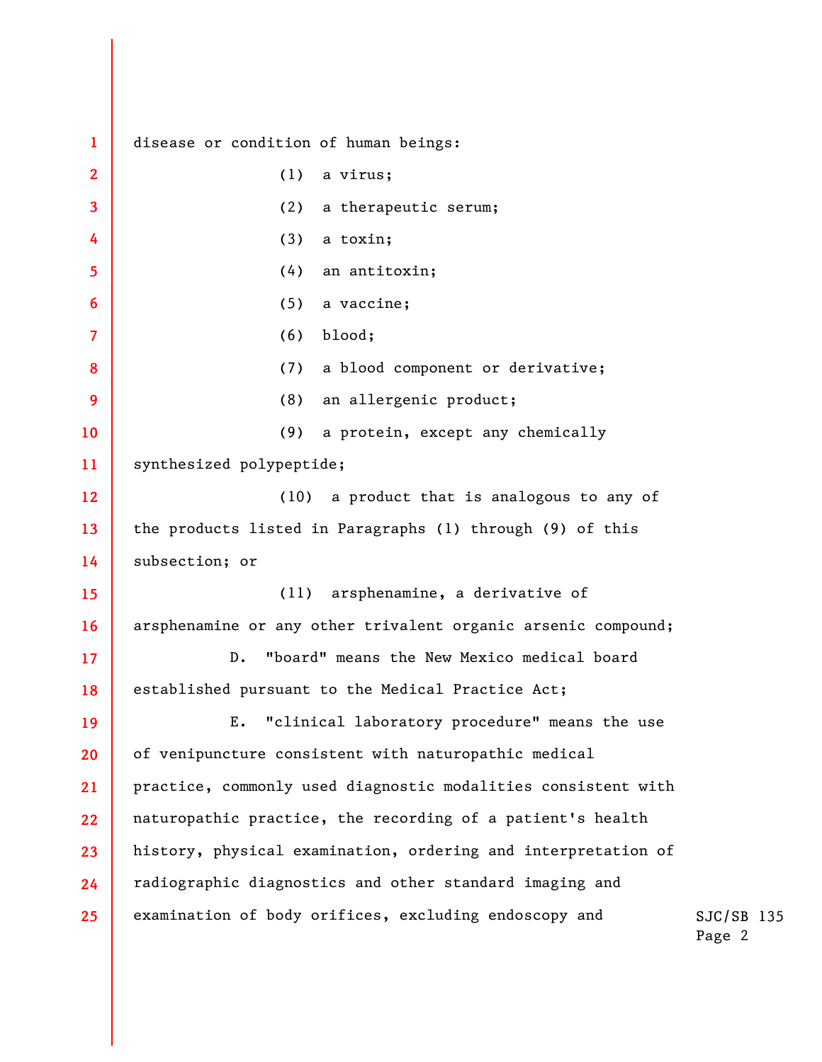disease or condition of human beings:

(1) a virus;

(2) a therapeutic serum;

(3) a toxin;

(4) an antitoxin;

(5) a vaccine;

(6) blood;

(7) a blood component or derivative;

(8) an allergenic product;

(9) a protein, except any chemically synthesized polypeptide;

(10) a product that is analogous to any of the products listed in Paragraphs (1) through (9) of this subsection; or

(11) arsphenamine, a derivative of arsphenamine or any other trivalent organic arsenic compound;

D. "board" means the New Mexico medical board established pursuant to the Medical Practice Act;

E. "clinical laboratory procedure" means the use of venipuncture consistent with naturopathic medical practice, commonly used diagnostic modalities consistent with naturopathic practice, the recording of a patient's health history, physical examination, ordering and interpretation of radiographic diagnostics and other standard imaging and examination of body orifices, excluding endoscopy and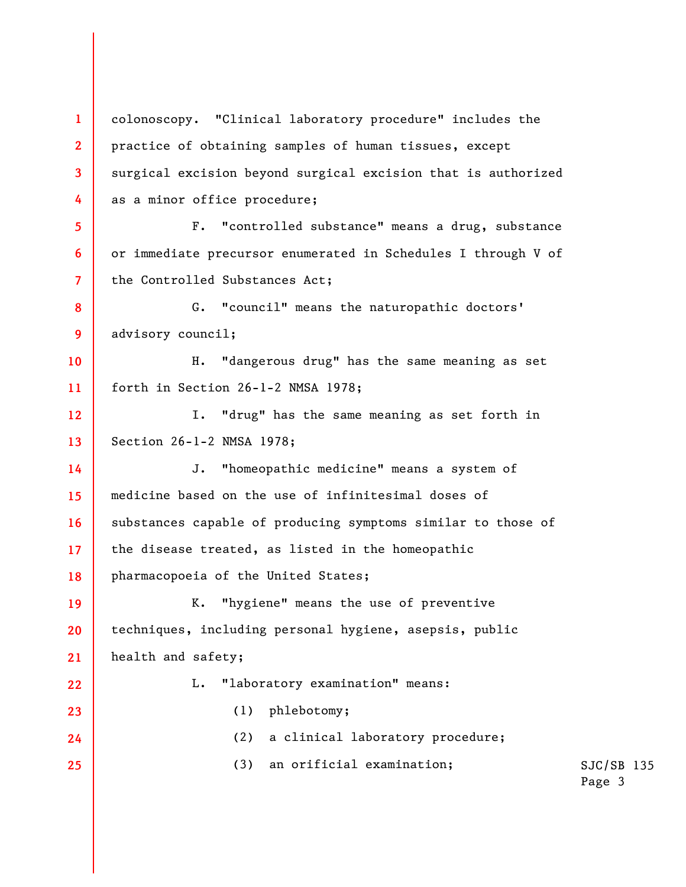colonoscopy. "Clinical laboratory procedure" includes the practice of obtaining samples of human tissues, except surgical excision beyond surgical excision that is authorized as a minor office procedure;

F. "controlled substance" means a drug, substance or immediate precursor enumerated in Schedules I through V of the Controlled Substances Act;

G. "council" means the naturopathic doctors' advisory council;

H. "dangerous drug" has the same meaning as set forth in Section 26-1-2 NMSA 1978;

I. "drug" has the same meaning as set forth in Section 26-1-2 NMSA 1978;

J. "homeopathic medicine" means a system of medicine based on the use of infinitesimal doses of substances capable of producing symptoms similar to those of the disease treated, as listed in the homeopathic pharmacopoeia of the United States;

K. "hygiene" means the use of preventive techniques, including personal hygiene, asepsis, public health and safety;

L. "laboratory examination" means:

(1) phlebotomy;

(2) a clinical laboratory procedure;

(3) an orificial examination;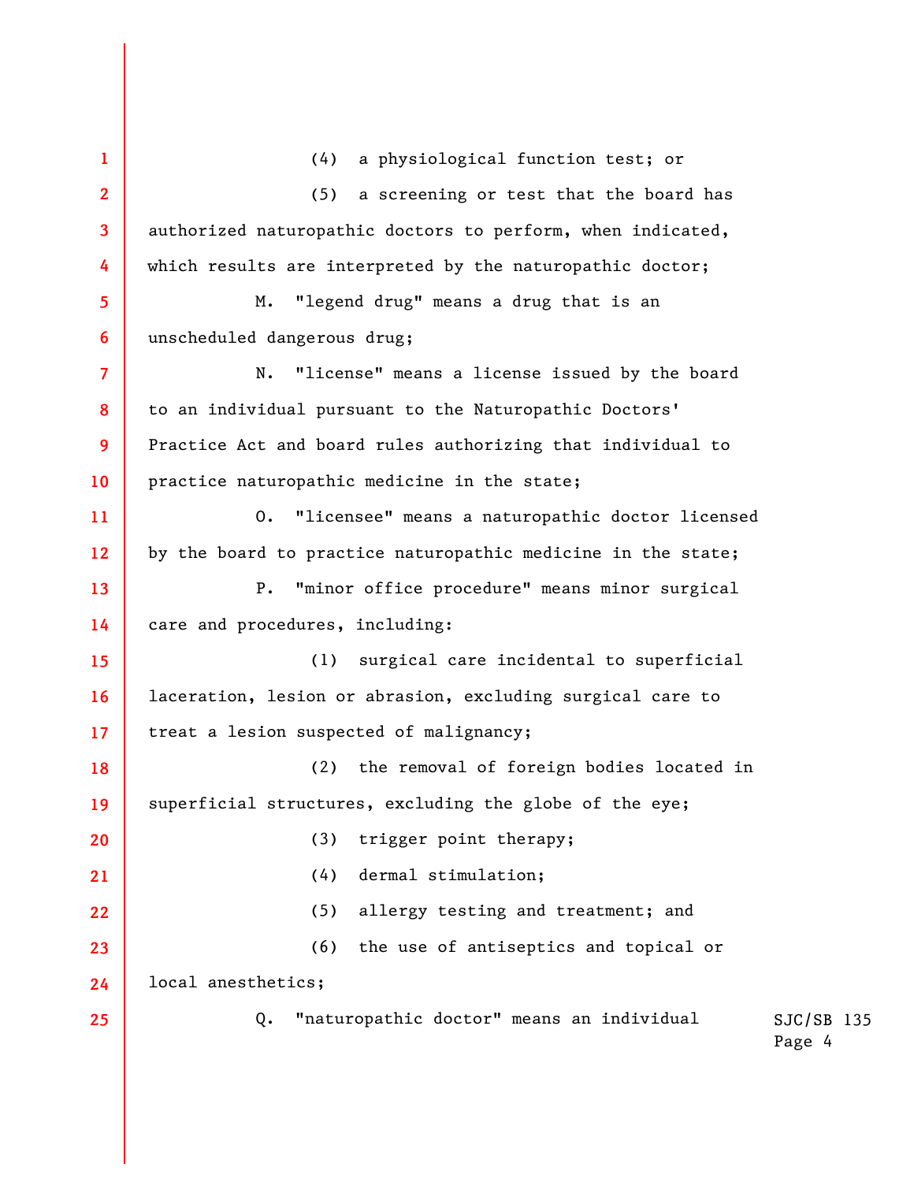(4) a physiological function test; or

(5) a screening or test that the board has authorized naturopathic doctors to perform, when indicated, which results are interpreted by the naturopathic doctor;

M. "legend drug" means a drug that is an unscheduled dangerous drug;

N. "license" means a license issued by the board to an individual pursuant to the Naturopathic Doctors' Practice Act and board rules authorizing that individual to practice naturopathic medicine in the state;

O. "licensee" means a naturopathic doctor licensed by the board to practice naturopathic medicine in the state;

P. "minor office procedure" means minor surgical care and procedures, including:

(1) surgical care incidental to superficial laceration, lesion or abrasion, excluding surgical care to treat a lesion suspected of malignancy;

(2) the removal of foreign bodies located in superficial structures, excluding the globe of the eye;

(3) trigger point therapy;

(4) dermal stimulation;

(5) allergy testing and treatment; and

(6) the use of antiseptics and topical or local anesthetics;

Q. "naturopathic doctor" means an individual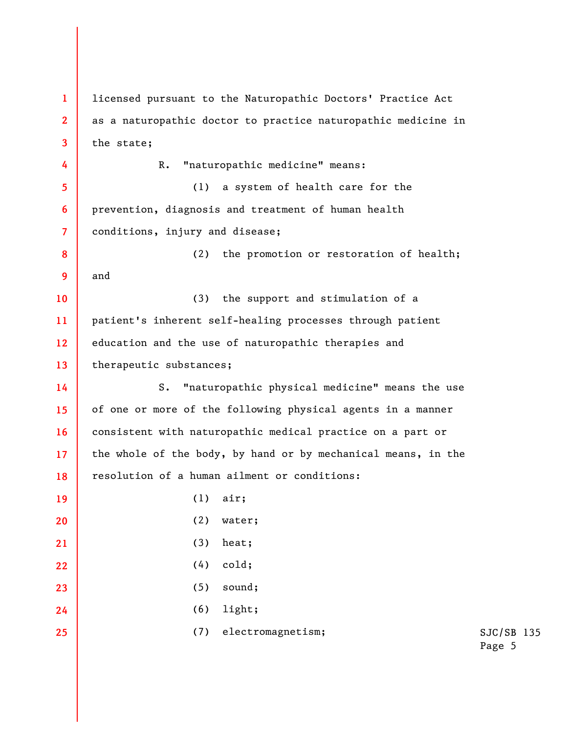licensed pursuant to the Naturopathic Doctors' Practice Act as a naturopathic doctor to practice naturopathic medicine in the state;

R. "naturopathic medicine" means:

(1) a system of health care for the prevention, diagnosis and treatment of human health conditions, injury and disease;

(2) the promotion or restoration of health; and

(3) the support and stimulation of a patient's inherent self-healing processes through patient education and the use of naturopathic therapies and therapeutic substances;

S. "naturopathic physical medicine" means the use of one or more of the following physical agents in a manner consistent with naturopathic medical practice on a part or the whole of the body, by hand or by mechanical means, in the resolution of a human ailment or conditions:

(1) air;

(2) water;

(3) heat;

(4) cold;

(5) sound;

(6) light;

(7) electromagnetism;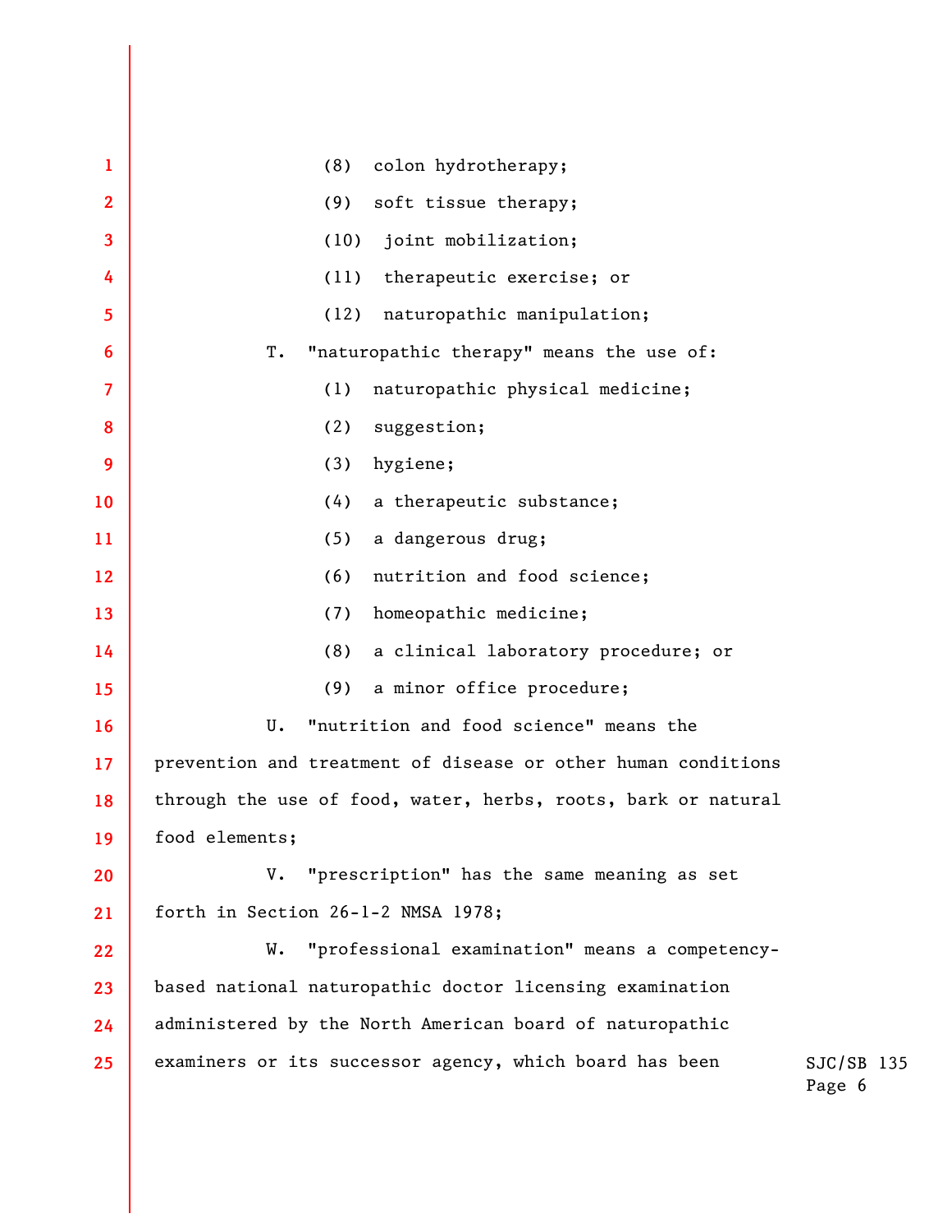(8) colon hydrotherapy;

(9) soft tissue therapy;

(10) joint mobilization;

(11) therapeutic exercise; or

(12) naturopathic manipulation;

T. "naturopathic therapy" means the use of:

(1) naturopathic physical medicine;

(2) suggestion;

(3) hygiene;

(4) a therapeutic substance;

(5) a dangerous drug;

(6) nutrition and food science;

(7) homeopathic medicine;

(8) a clinical laboratory procedure; or

(9) a minor office procedure;

U. "nutrition and food science" means the prevention and treatment of disease or other human conditions through the use of food, water, herbs, roots, bark or natural food elements;

V. "prescription" has the same meaning as set forth in Section 26-1-2 NMSA 1978;

W. "professional examination" means a competency-based national naturopathic doctor licensing examination administered by the North American board of naturopathic examiners or its successor agency, which board has been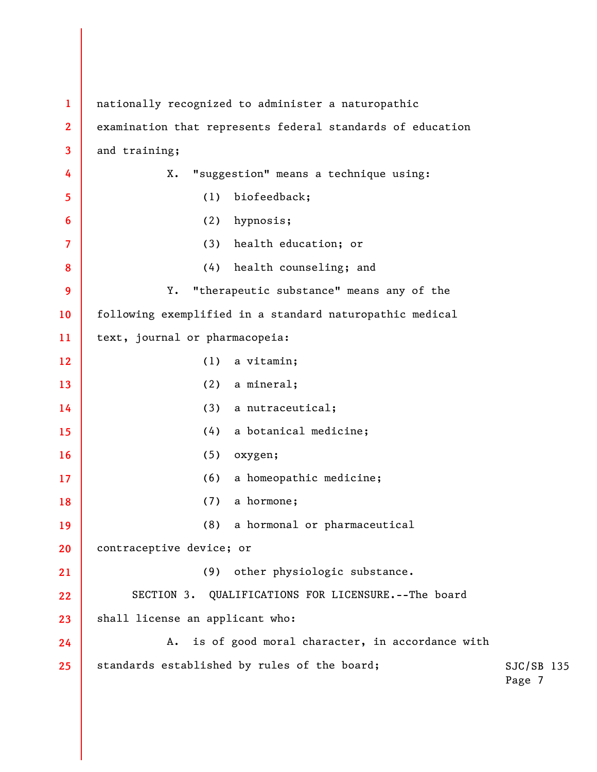nationally recognized to administer a naturopathic examination that represents federal standards of education and training;

X. "suggestion" means a technique using:

(1) biofeedback;

(2) hypnosis;

(3) health education; or

(4) health counseling; and

Y. "therapeutic substance" means any of the following exemplified in a standard naturopathic medical text, journal or pharmacopeia:

(1) a vitamin;

(2) a mineral;

(3) a nutraceutical;

(4) a botanical medicine;

(5) oxygen;

(6) a homeopathic medicine;

(7) a hormone;

(8) a hormonal or pharmaceutical contraceptive device; or

(9) other physiologic substance.

SECTION 3. QUALIFICATIONS FOR LICENSURE.--The board shall license an applicant who:

A. is of good moral character, in accordance with standards established by rules of the board;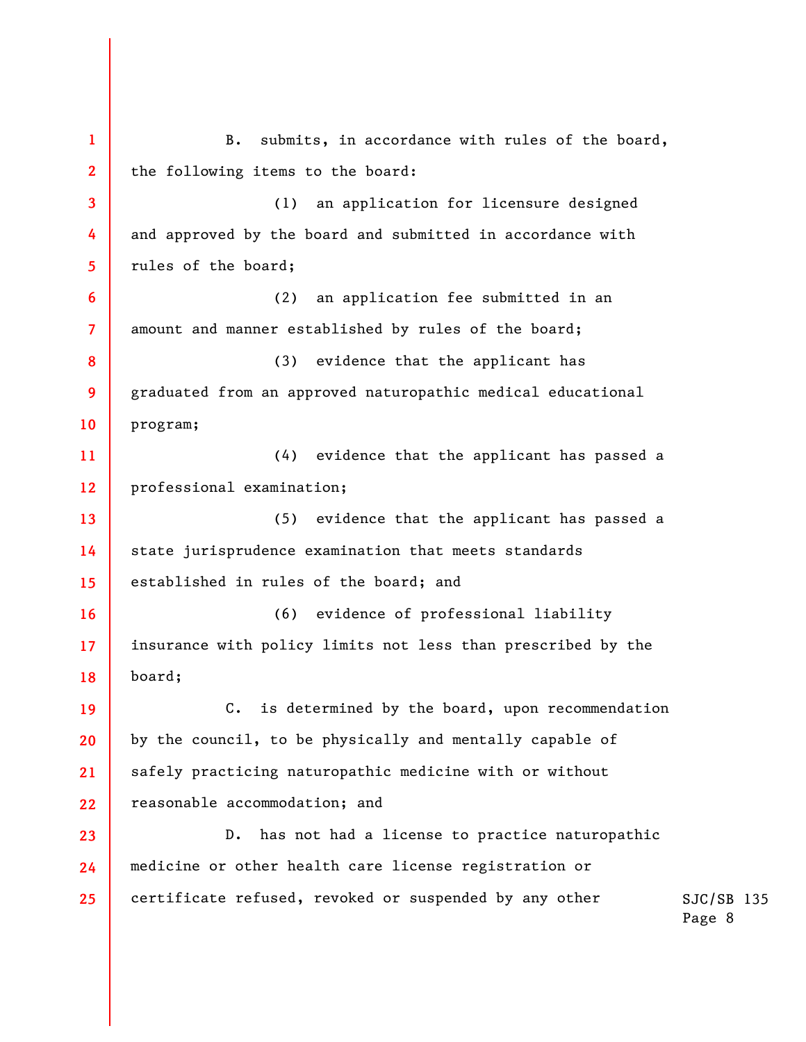B. submits, in accordance with rules of the board, the following items to the board:

(1) an application for licensure designed and approved by the board and submitted in accordance with rules of the board;

(2) an application fee submitted in an amount and manner established by rules of the board;

(3) evidence that the applicant has graduated from an approved naturopathic medical educational program;

(4) evidence that the applicant has passed a professional examination;

(5) evidence that the applicant has passed a state jurisprudence examination that meets standards established in rules of the board; and

(6) evidence of professional liability insurance with policy limits not less than prescribed by the board;

C. is determined by the board, upon recommendation by the council, to be physically and mentally capable of safely practicing naturopathic medicine with or without reasonable accommodation; and

D. has not had a license to practice naturopathic medicine or other health care license registration or certificate refused, revoked or suspended by any other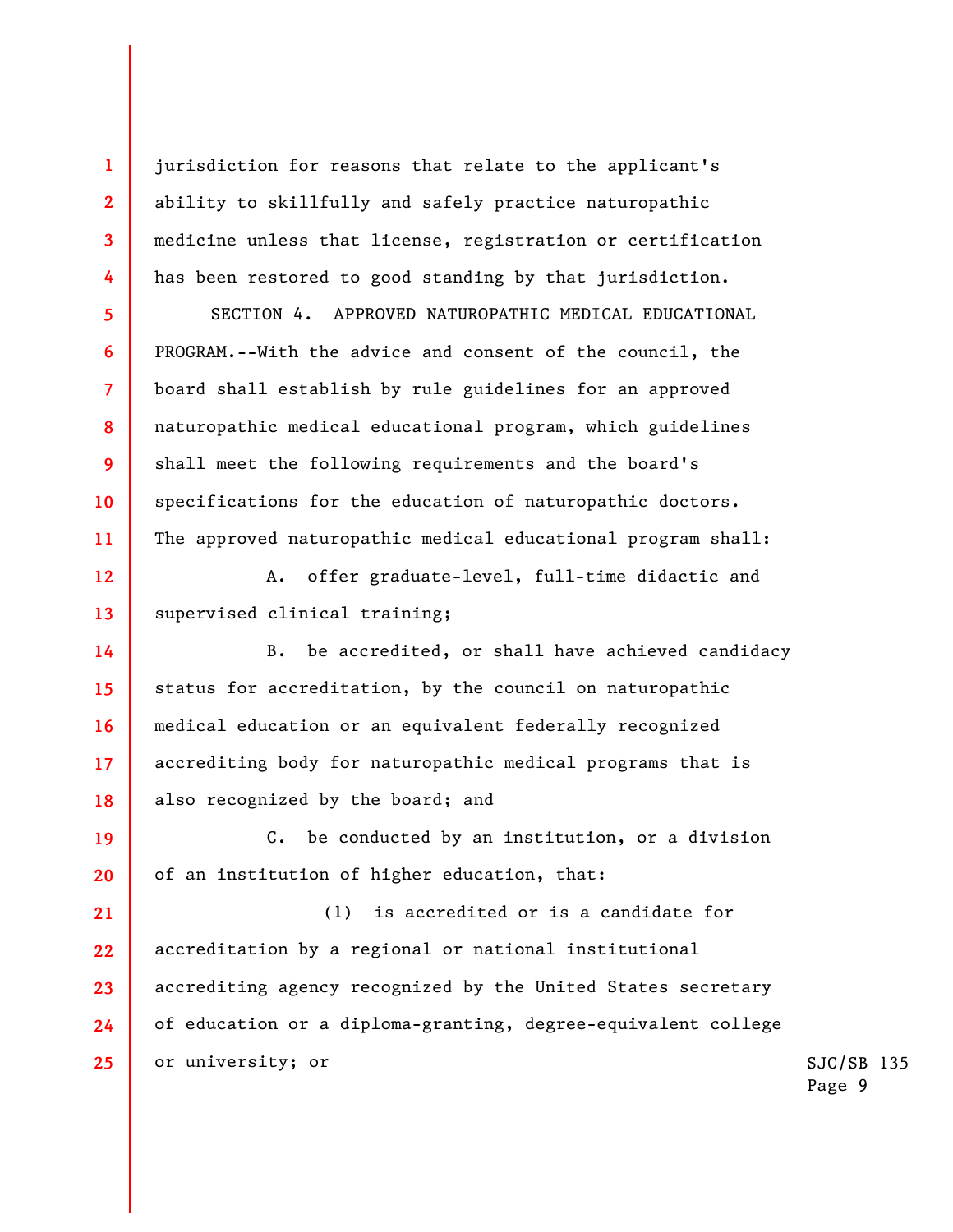jurisdiction for reasons that relate to the applicant's ability to skillfully and safely practice naturopathic medicine unless that license, registration or certification has been restored to good standing by that jurisdiction.

SECTION 4. APPROVED NATUROPATHIC MEDICAL EDUCATIONAL PROGRAM.--With the advice and consent of the council, the board shall establish by rule guidelines for an approved naturopathic medical educational program, which guidelines shall meet the following requirements and the board's specifications for the education of naturopathic doctors. The approved naturopathic medical educational program shall:

A. offer graduate-level, full-time didactic and supervised clinical training;

B. be accredited, or shall have achieved candidacy status for accreditation, by the council on naturopathic medical education or an equivalent federally recognized accrediting body for naturopathic medical programs that is also recognized by the board; and

C. be conducted by an institution, or a division of an institution of higher education, that:

(1) is accredited or is a candidate for accreditation by a regional or national institutional accrediting agency recognized by the United States secretary of education or a diploma-granting, degree-equivalent college or university; or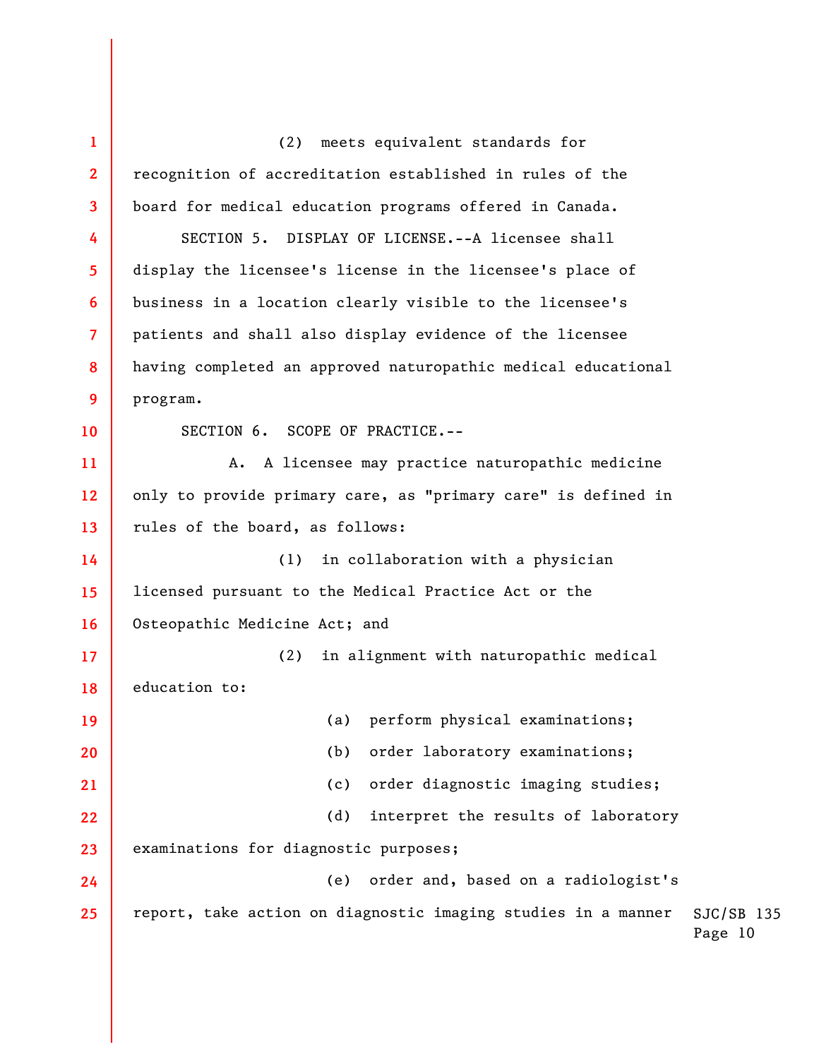(2) meets equivalent standards for recognition of accreditation established in rules of the board for medical education programs offered in Canada.

SECTION 5. DISPLAY OF LICENSE.--A licensee shall display the licensee's license in the licensee's place of business in a location clearly visible to the licensee's patients and shall also display evidence of the licensee having completed an approved naturopathic medical educational program.

SECTION 6. SCOPE OF PRACTICE.--

A. A licensee may practice naturopathic medicine only to provide primary care, as "primary care" is defined in rules of the board, as follows:

(1) in collaboration with a physician licensed pursuant to the Medical Practice Act or the Osteopathic Medicine Act; and

(2) in alignment with naturopathic medical education to:

(a) perform physical examinations;

(b) order laboratory examinations;

(c) order diagnostic imaging studies;

(d) interpret the results of laboratory examinations for diagnostic purposes;

(e) order and, based on a radiologist's report, take action on diagnostic imaging studies in a manner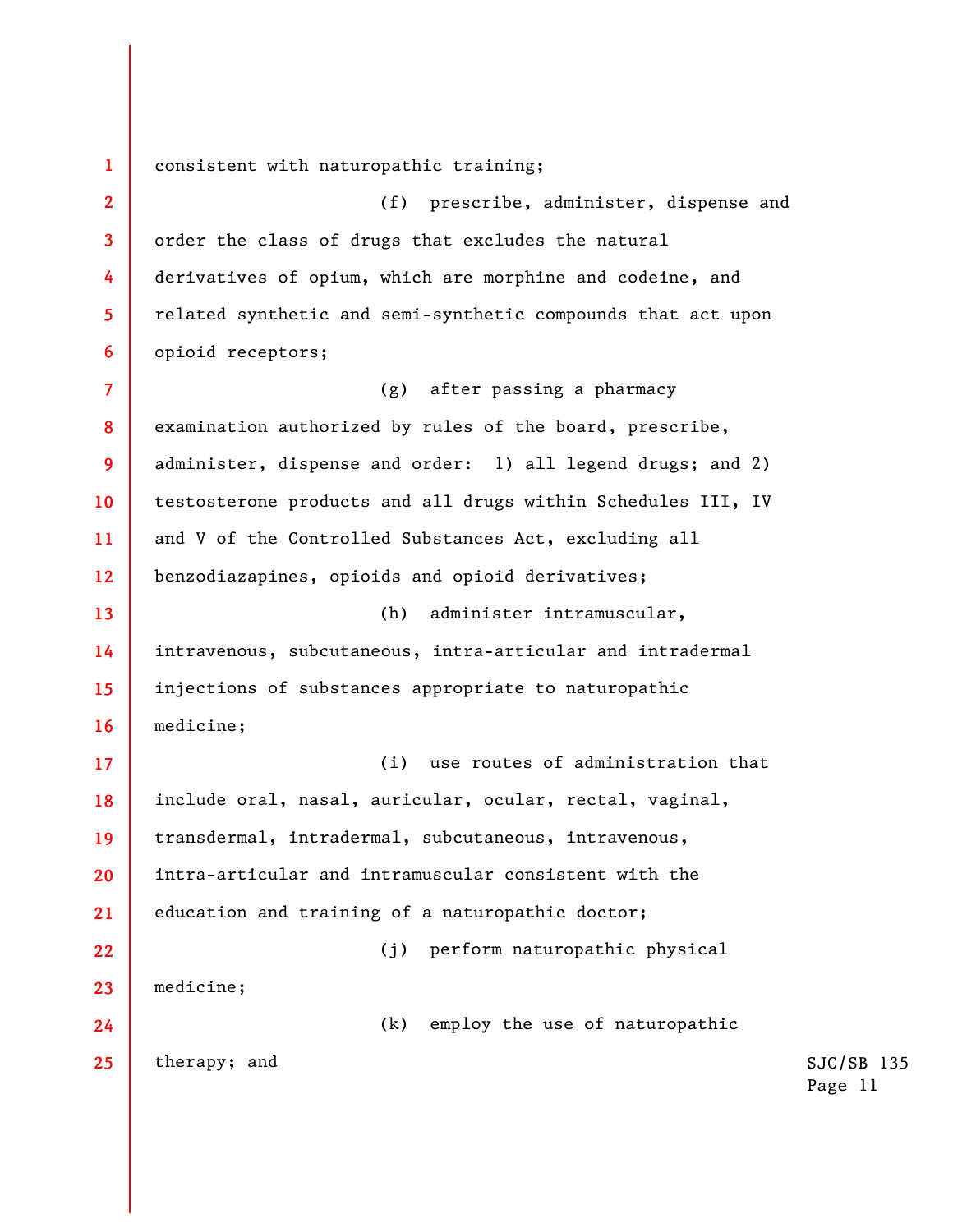consistent with naturopathic training;

(f) prescribe, administer, dispense and order the class of drugs that excludes the natural derivatives of opium, which are morphine and codeine, and related synthetic and semi-synthetic compounds that act upon opioid receptors;

(g) after passing a pharmacy examination authorized by rules of the board, prescribe, administer, dispense and order: 1) all legend drugs; and 2) testosterone products and all drugs within Schedules III, IV and V of the Controlled Substances Act, excluding all benzodiazapines, opioids and opioid derivatives;

(h) administer intramuscular, intravenous, subcutaneous, intra-articular and intradermal injections of substances appropriate to naturopathic medicine;

(i) use routes of administration that include oral, nasal, auricular, ocular, rectal, vaginal, transdermal, intradermal, subcutaneous, intravenous, intra-articular and intramuscular consistent with the education and training of a naturopathic doctor;

(j) perform naturopathic physical medicine;

(k) employ the use of naturopathic therapy; and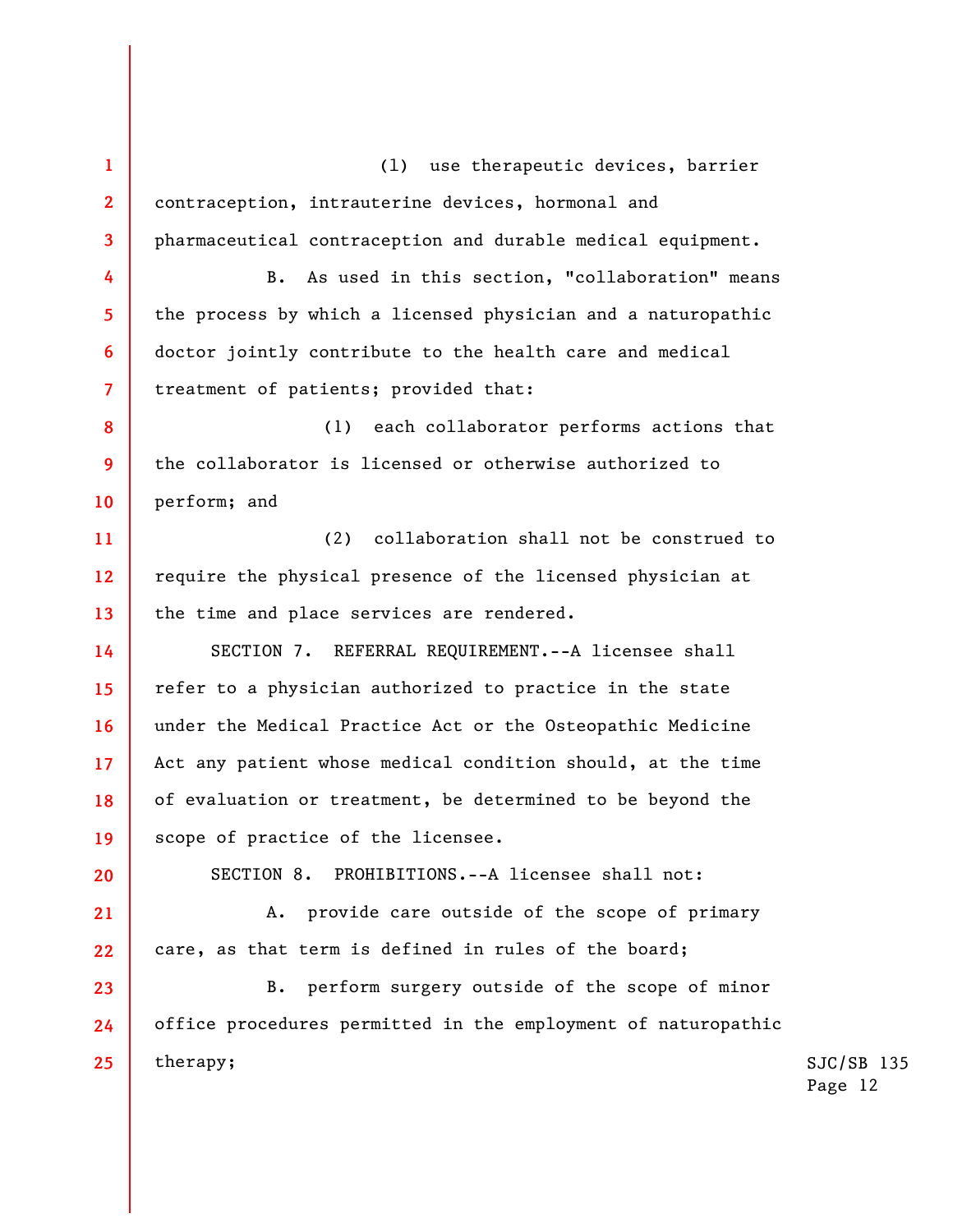(l) use therapeutic devices, barrier contraception, intrauterine devices, hormonal and pharmaceutical contraception and durable medical equipment.

B. As used in this section, "collaboration" means the process by which a licensed physician and a naturopathic doctor jointly contribute to the health care and medical treatment of patients; provided that:

(1) each collaborator performs actions that the collaborator is licensed or otherwise authorized to perform; and

(2) collaboration shall not be construed to require the physical presence of the licensed physician at the time and place services are rendered.

SECTION 7. REFERRAL REQUIREMENT.--A licensee shall refer to a physician authorized to practice in the state under the Medical Practice Act or the Osteopathic Medicine Act any patient whose medical condition should, at the time of evaluation or treatment, be determined to be beyond the scope of practice of the licensee.

SECTION 8. PROHIBITIONS.--A licensee shall not:

A. provide care outside of the scope of primary care, as that term is defined in rules of the board;

B. perform surgery outside of the scope of minor office procedures permitted in the employment of naturopathic therapy;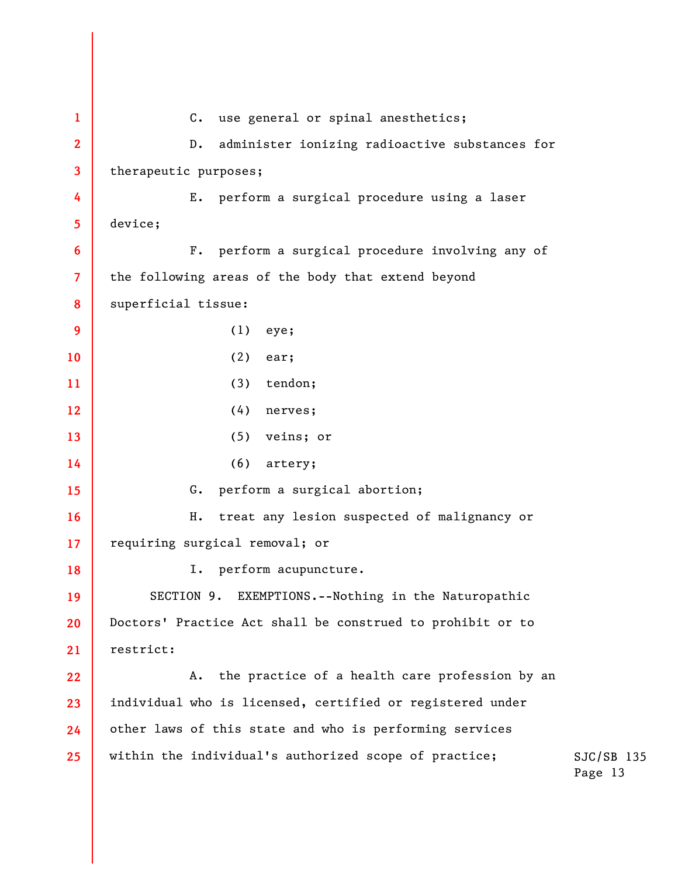C. use general or spinal anesthetics;

D. administer ionizing radioactive substances for therapeutic purposes;

E. perform a surgical procedure using a laser device;

F. perform a surgical procedure involving any of the following areas of the body that extend beyond superficial tissue:

(1) eye;

(2) ear;

(3) tendon;

(4) nerves;

(5) veins; or

(6) artery;

G. perform a surgical abortion;

H. treat any lesion suspected of malignancy or requiring surgical removal; or

I. perform acupuncture.

SECTION 9. EXEMPTIONS.--Nothing in the Naturopathic Doctors' Practice Act shall be construed to prohibit or to restrict:

A. the practice of a health care profession by an individual who is licensed, certified or registered under other laws of this state and who is performing services within the individual's authorized scope of practice;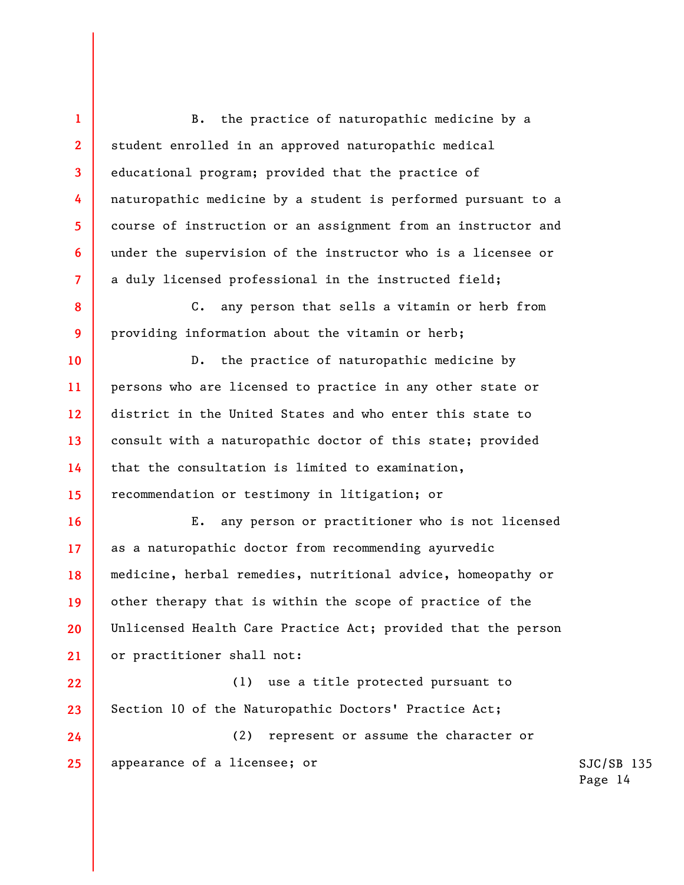B. the practice of naturopathic medicine by a student enrolled in an approved naturopathic medical educational program; provided that the practice of naturopathic medicine by a student is performed pursuant to a course of instruction or an assignment from an instructor and under the supervision of the instructor who is a licensee or a duly licensed professional in the instructed field;

C. any person that sells a vitamin or herb from providing information about the vitamin or herb;

D. the practice of naturopathic medicine by persons who are licensed to practice in any other state or district in the United States and who enter this state to consult with a naturopathic doctor of this state; provided that the consultation is limited to examination, recommendation or testimony in litigation; or

E. any person or practitioner who is not licensed as a naturopathic doctor from recommending ayurvedic medicine, herbal remedies, nutritional advice, homeopathy or other therapy that is within the scope of practice of the Unlicensed Health Care Practice Act; provided that the person or practitioner shall not:

(1) use a title protected pursuant to Section 10 of the Naturopathic Doctors' Practice Act;

(2) represent or assume the character or appearance of a licensee; or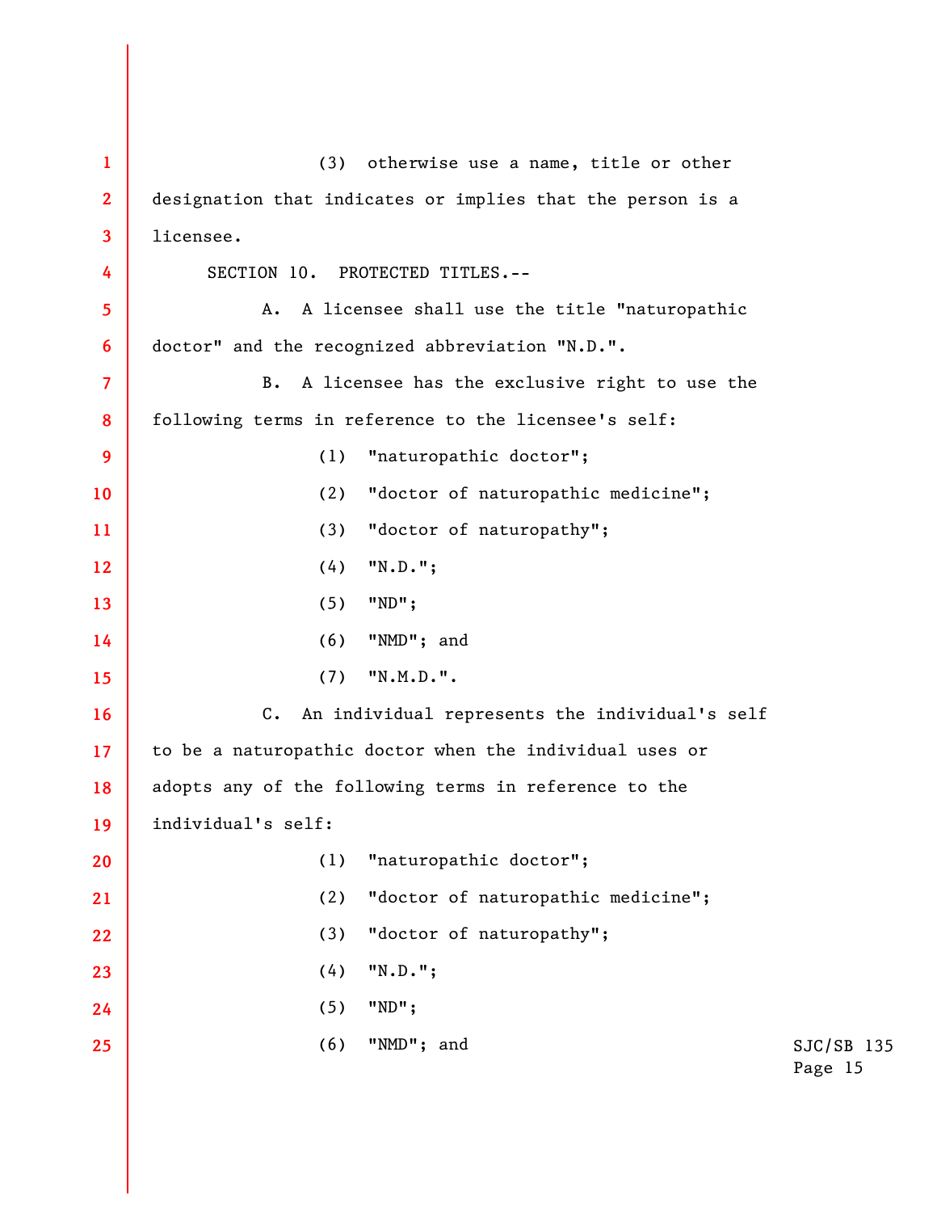(3) otherwise use a name, title or other designation that indicates or implies that the person is a licensee.

SECTION 10. PROTECTED TITLES.--

A. A licensee shall use the title "naturopathic doctor" and the recognized abbreviation "N.D.".

B. A licensee has the exclusive right to use the following terms in reference to the licensee's self:

(1) "naturopathic doctor";

(2) "doctor of naturopathic medicine";

(3) "doctor of naturopathy";

(4) "N.D.";

(5) "ND";

(6) "NMD"; and

(7) "N.M.D.".

C. An individual represents the individual's self to be a naturopathic doctor when the individual uses or adopts any of the following terms in reference to the individual's self:

(1) "naturopathic doctor";

(2) "doctor of naturopathic medicine";

(3) "doctor of naturopathy";

(4) "N.D.";

(5) "ND";

(6) "NMD"; and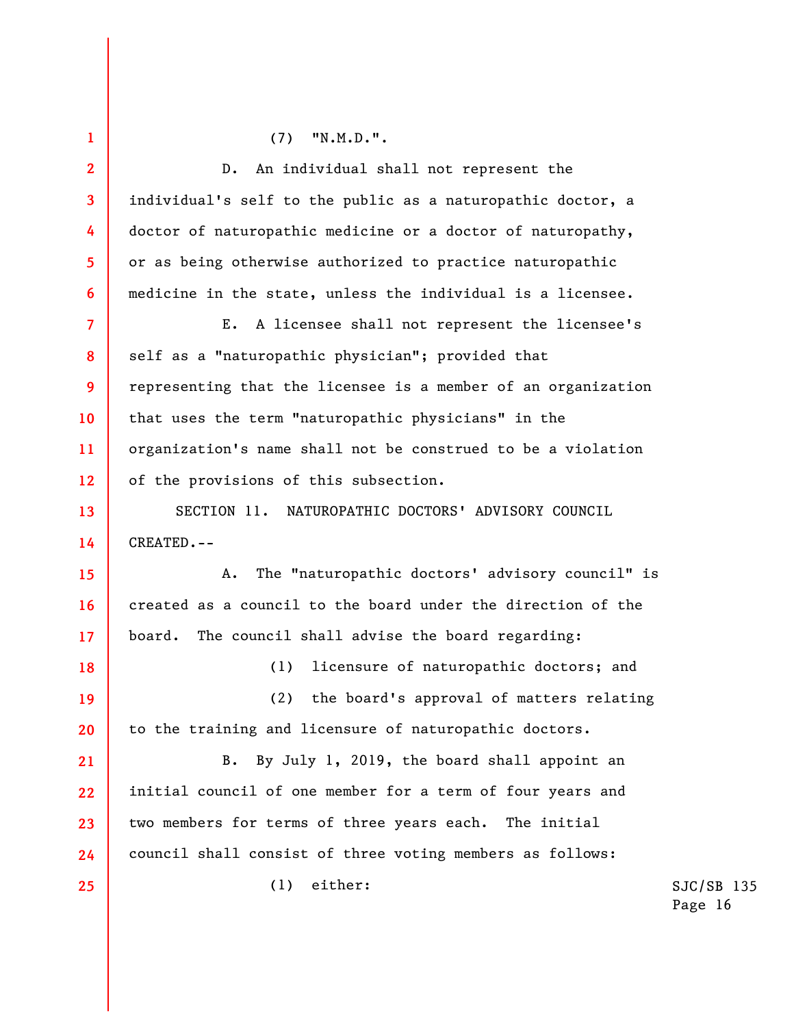(7) "N.M.D.".

D. An individual shall not represent the individual's self to the public as a naturopathic doctor, a doctor of naturopathic medicine or a doctor of naturopathy, or as being otherwise authorized to practice naturopathic medicine in the state, unless the individual is a licensee.

E. A licensee shall not represent the licensee's self as a "naturopathic physician"; provided that representing that the licensee is a member of an organization that uses the term "naturopathic physicians" in the organization's name shall not be construed to be a violation of the provisions of this subsection.

SECTION 11. NATUROPATHIC DOCTORS' ADVISORY COUNCIL CREATED.--

A. The "naturopathic doctors' advisory council" is created as a council to the board under the direction of the board. The council shall advise the board regarding:

(1) licensure of naturopathic doctors; and

(2) the board's approval of matters relating to the training and licensure of naturopathic doctors.

B. By July 1, 2019, the board shall appoint an initial council of one member for a term of four years and two members for terms of three years each. The initial council shall consist of three voting members as follows:

(1) either: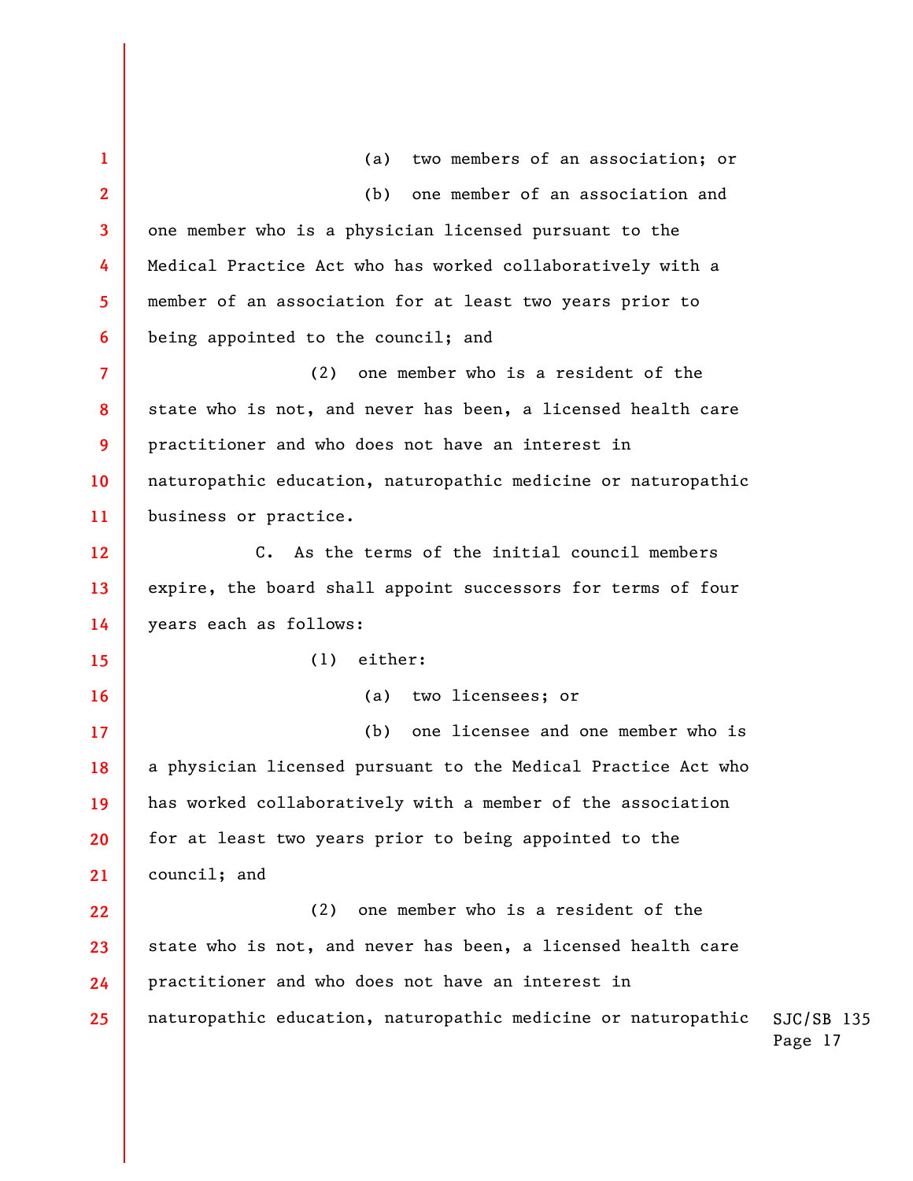(a) two members of an association; or

(b) one member of an association and one member who is a physician licensed pursuant to the Medical Practice Act who has worked collaboratively with a member of an association for at least two years prior to being appointed to the council; and

(2) one member who is a resident of the state who is not, and never has been, a licensed health care practitioner and who does not have an interest in naturopathic education, naturopathic medicine or naturopathic business or practice.

C. As the terms of the initial council members expire, the board shall appoint successors for terms of four years each as follows:

(1) either:

(a) two licensees; or

(b) one licensee and one member who is a physician licensed pursuant to the Medical Practice Act who has worked collaboratively with a member of the association for at least two years prior to being appointed to the council; and

(2) one member who is a resident of the state who is not, and never has been, a licensed health care practitioner and who does not have an interest in naturopathic education, naturopathic medicine or naturopathic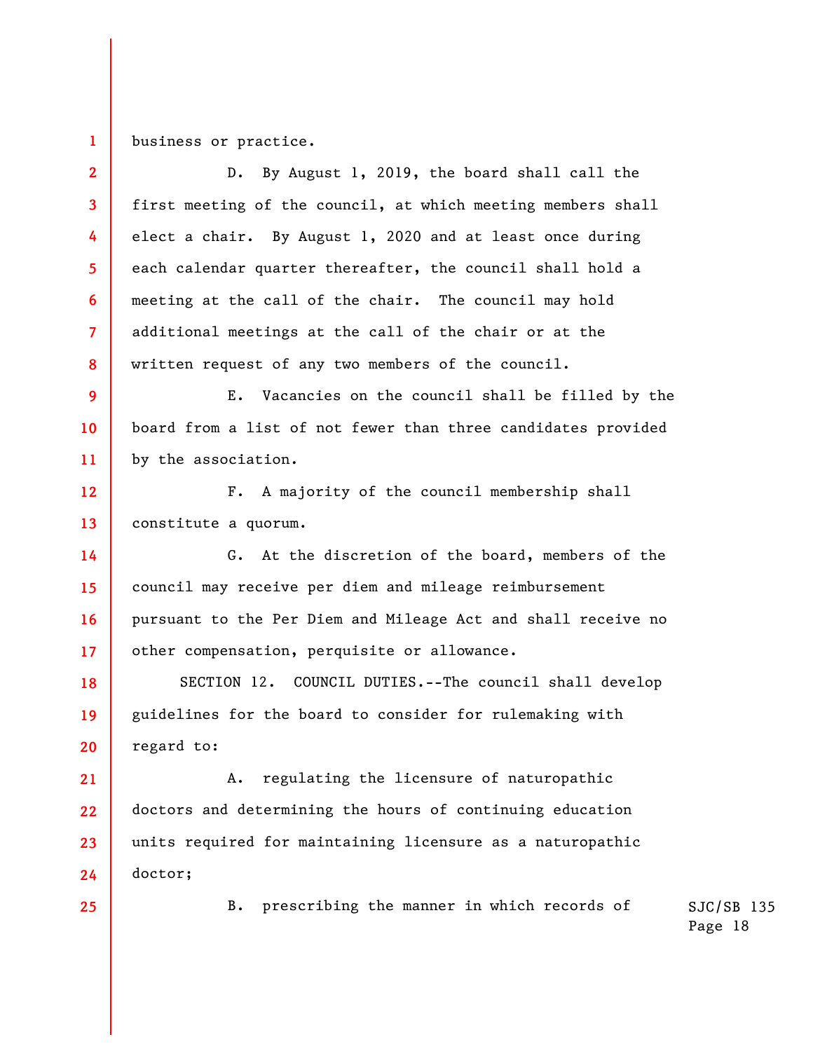business or practice.

D. By August 1, 2019, the board shall call the first meeting of the council, at which meeting members shall elect a chair. By August 1, 2020 and at least once during each calendar quarter thereafter, the council shall hold a meeting at the call of the chair. The council may hold additional meetings at the call of the chair or at the written request of any two members of the council.

E. Vacancies on the council shall be filled by the board from a list of not fewer than three candidates provided by the association.

F. A majority of the council membership shall constitute a quorum.

G. At the discretion of the board, members of the council may receive per diem and mileage reimbursement pursuant to the Per Diem and Mileage Act and shall receive no other compensation, perquisite or allowance.

SECTION 12. COUNCIL DUTIES.--The council shall develop guidelines for the board to consider for rulemaking with regard to:

A. regulating the licensure of naturopathic doctors and determining the hours of continuing education units required for maintaining licensure as a naturopathic doctor;

B. prescribing the manner in which records of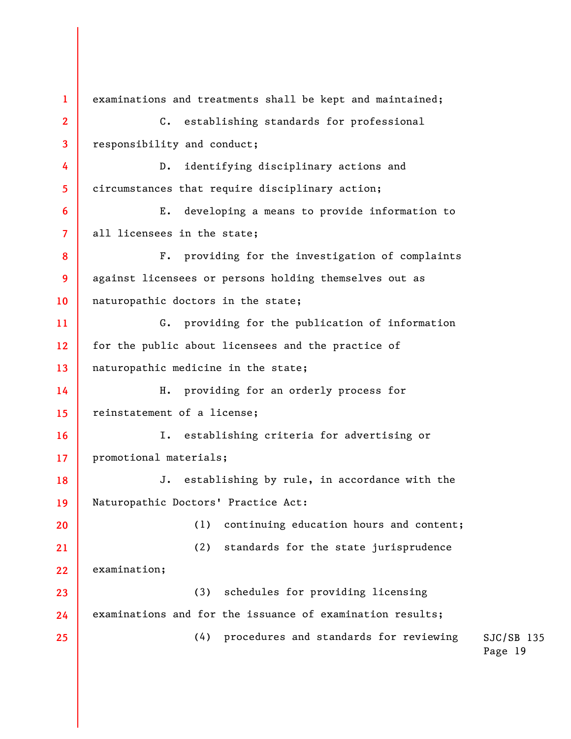examinations and treatments shall be kept and maintained;

C. establishing standards for professional responsibility and conduct;

D. identifying disciplinary actions and circumstances that require disciplinary action;

E. developing a means to provide information to all licensees in the state;

F. providing for the investigation of complaints against licensees or persons holding themselves out as naturopathic doctors in the state;

G. providing for the publication of information for the public about licensees and the practice of naturopathic medicine in the state;

H. providing for an orderly process for reinstatement of a license;

I. establishing criteria for advertising or promotional materials;

J. establishing by rule, in accordance with the Naturopathic Doctors' Practice Act:

(1) continuing education hours and content;

(2) standards for the state jurisprudence examination;

(3) schedules for providing licensing examinations and for the issuance of examination results;

(4) procedures and standards for reviewing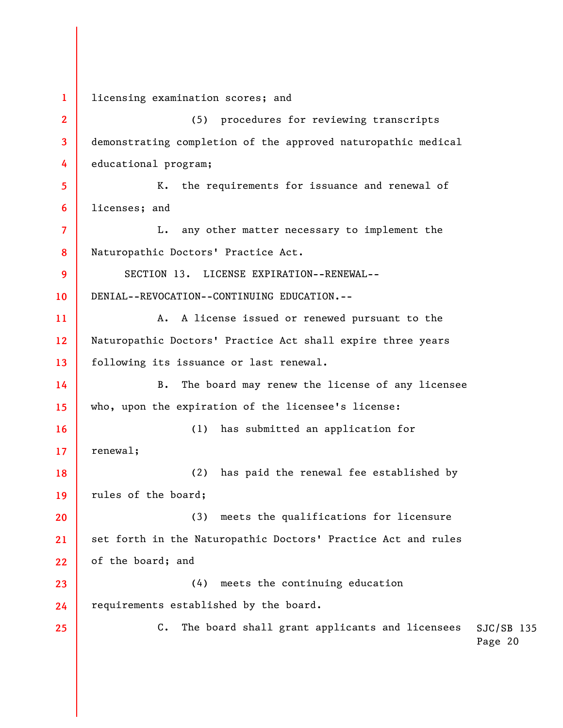licensing examination scores; and

(5) procedures for reviewing transcripts demonstrating completion of the approved naturopathic medical educational program;

K. the requirements for issuance and renewal of licenses; and

L. any other matter necessary to implement the Naturopathic Doctors' Practice Act.

SECTION 13. LICENSE EXPIRATION--RENEWAL--DENIAL--REVOCATION--CONTINUING EDUCATION.--

A. A license issued or renewed pursuant to the Naturopathic Doctors' Practice Act shall expire three years following its issuance or last renewal.

B. The board may renew the license of any licensee who, upon the expiration of the licensee's license:

(1) has submitted an application for renewal;

(2) has paid the renewal fee established by rules of the board;

(3) meets the qualifications for licensure set forth in the Naturopathic Doctors' Practice Act and rules of the board; and

(4) meets the continuing education requirements established by the board.

C. The board shall grant applicants and licensees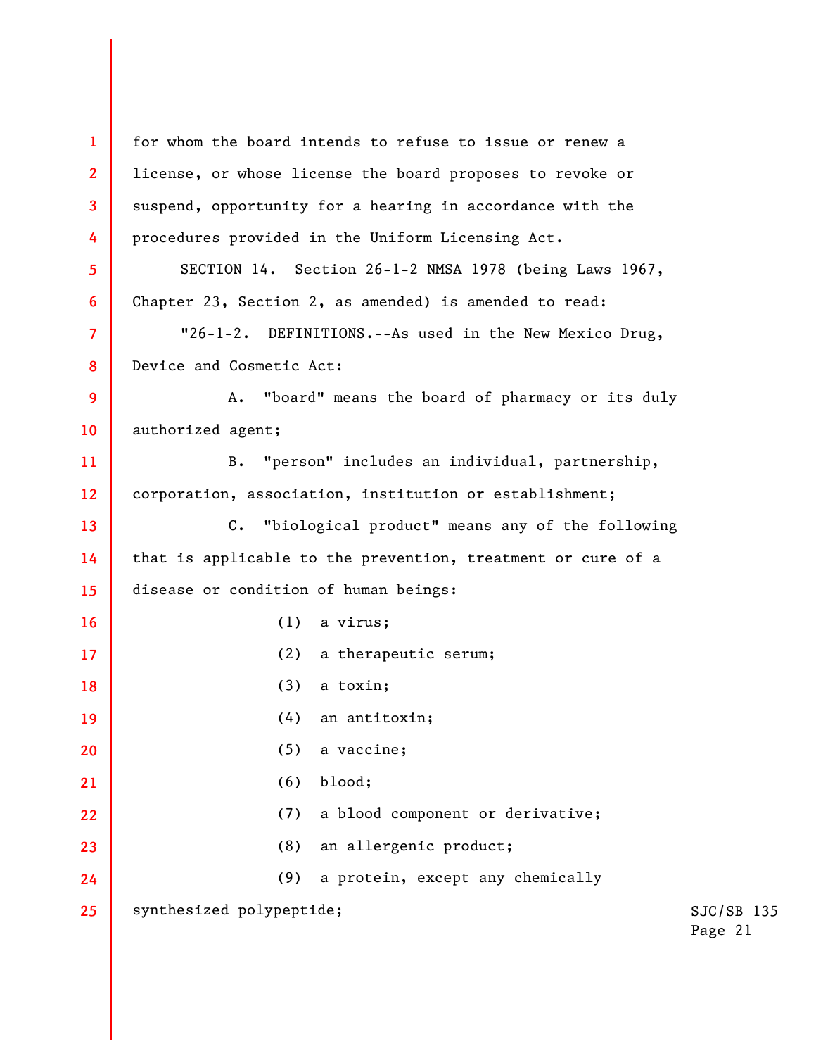for whom the board intends to refuse to issue or renew a license, or whose license the board proposes to revoke or suspend, opportunity for a hearing in accordance with the procedures provided in the Uniform Licensing Act.

SECTION 14. Section 26-1-2 NMSA 1978 (being Laws 1967, Chapter 23, Section 2, as amended) is amended to read:

"26-1-2. DEFINITIONS.--As used in the New Mexico Drug, Device and Cosmetic Act:

A. "board" means the board of pharmacy or its duly authorized agent;

B. "person" includes an individual, partnership, corporation, association, institution or establishment;

C. "biological product" means any of the following that is applicable to the prevention, treatment or cure of a disease or condition of human beings:

(1) a virus;

(2) a therapeutic serum;

(3) a toxin;

(4) an antitoxin;

(5) a vaccine;

(6) blood;

(7) a blood component or derivative;

(8) an allergenic product;

(9) a protein, except any chemically synthesized polypeptide;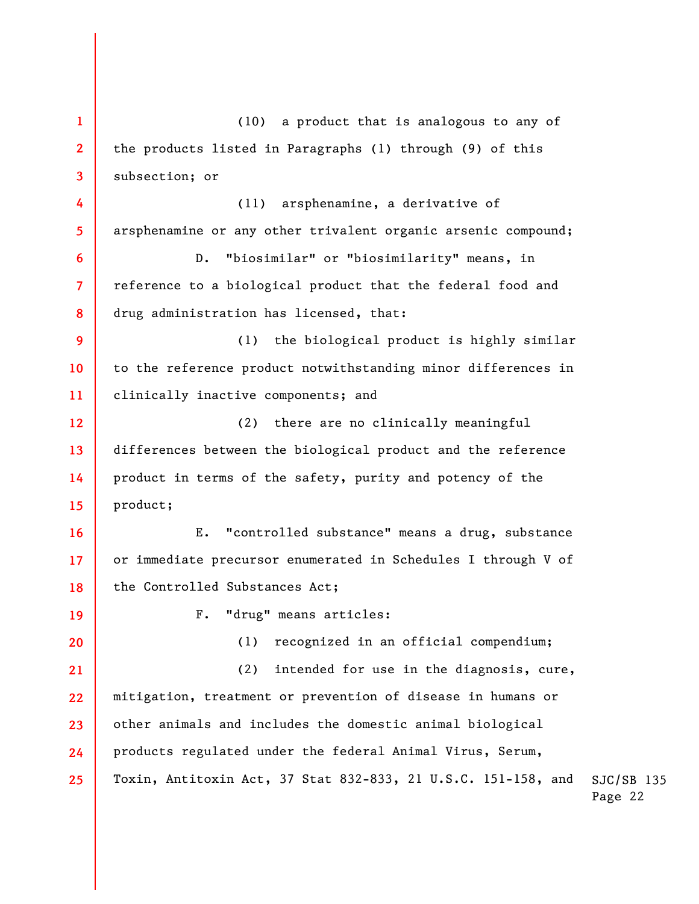(10) a product that is analogous to any of the products listed in Paragraphs (1) through (9) of this subsection; or

(11) arsphenamine, a derivative of arsphenamine or any other trivalent organic arsenic compound;

D. "biosimilar" or "biosimilarity" means, in reference to a biological product that the federal food and drug administration has licensed, that:

(1) the biological product is highly similar to the reference product notwithstanding minor differences in clinically inactive components; and

(2) there are no clinically meaningful differences between the biological product and the reference product in terms of the safety, purity and potency of the product;

E. "controlled substance" means a drug, substance or immediate precursor enumerated in Schedules I through V of the Controlled Substances Act;

F. "drug" means articles:

(1) recognized in an official compendium;

(2) intended for use in the diagnosis, cure, mitigation, treatment or prevention of disease in humans or other animals and includes the domestic animal biological products regulated under the federal Animal Virus, Serum, Toxin, Antitoxin Act, 37 Stat 832-833, 21 U.S.C. 151-158, and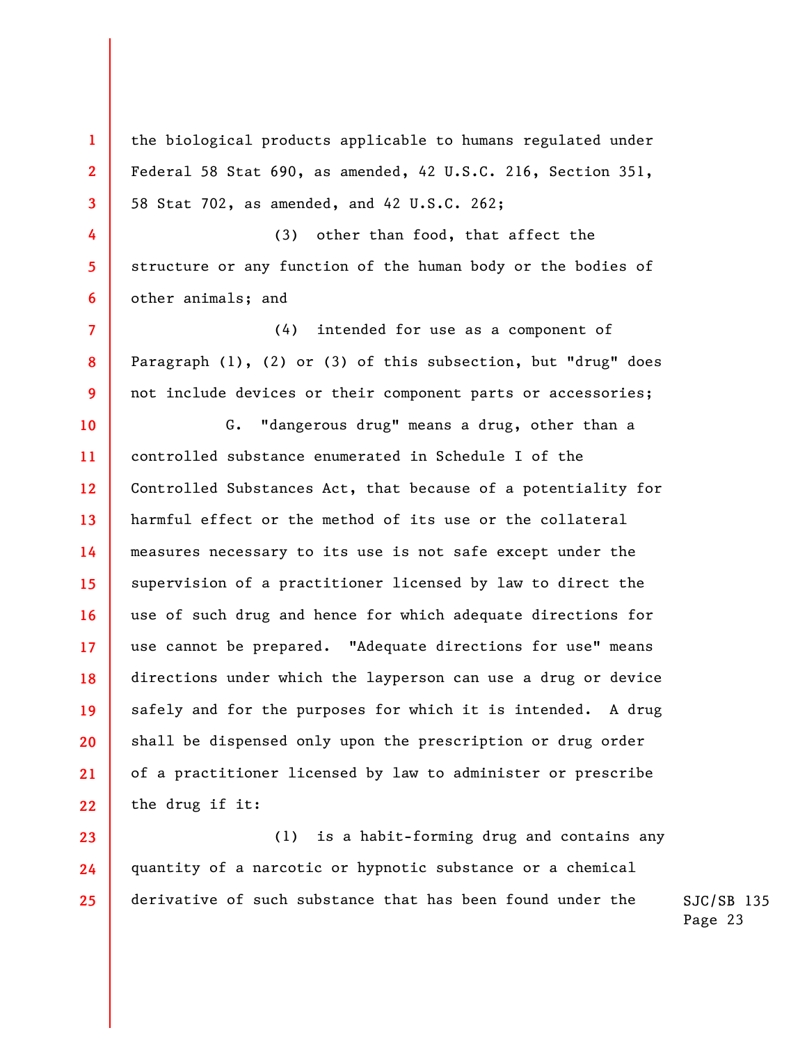the biological products applicable to humans regulated under Federal 58 Stat 690, as amended, 42 U.S.C. 216, Section 351, 58 Stat 702, as amended, and 42 U.S.C. 262;

(3) other than food, that affect the structure or any function of the human body or the bodies of other animals; and

(4) intended for use as a component of Paragraph (1), (2) or (3) of this subsection, but "drug" does not include devices or their component parts or accessories;

G. "dangerous drug" means a drug, other than a controlled substance enumerated in Schedule I of the Controlled Substances Act, that because of a potentiality for harmful effect or the method of its use or the collateral measures necessary to its use is not safe except under the supervision of a practitioner licensed by law to direct the use of such drug and hence for which adequate directions for use cannot be prepared. "Adequate directions for use" means directions under which the layperson can use a drug or device safely and for the purposes for which it is intended. A drug shall be dispensed only upon the prescription or drug order of a practitioner licensed by law to administer or prescribe the drug if it:

(1) is a habit-forming drug and contains any quantity of a narcotic or hypnotic substance or a chemical derivative of such substance that has been found under the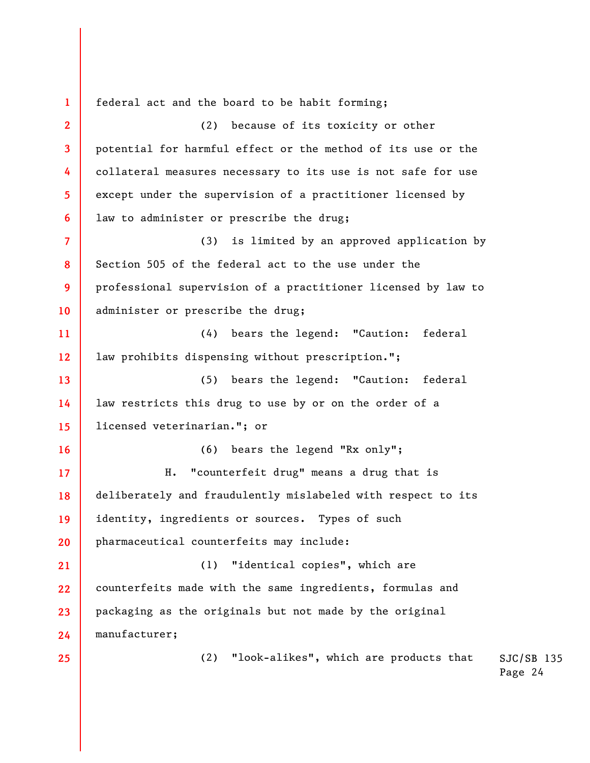federal act and the board to be habit forming;

(2) because of its toxicity or other potential for harmful effect or the method of its use or the collateral measures necessary to its use is not safe for use except under the supervision of a practitioner licensed by law to administer or prescribe the drug;

(3) is limited by an approved application by Section 505 of the federal act to the use under the professional supervision of a practitioner licensed by law to administer or prescribe the drug;

(4) bears the legend: "Caution: federal law prohibits dispensing without prescription.";

(5) bears the legend: "Caution: federal law restricts this drug to use by or on the order of a licensed veterinarian."; or

(6) bears the legend "Rx only";

H. "counterfeit drug" means a drug that is deliberately and fraudulently mislabeled with respect to its identity, ingredients or sources. Types of such pharmaceutical counterfeits may include:

(1) "identical copies", which are counterfeits made with the same ingredients, formulas and packaging as the originals but not made by the original manufacturer;

(2) "look-alikes", which are products that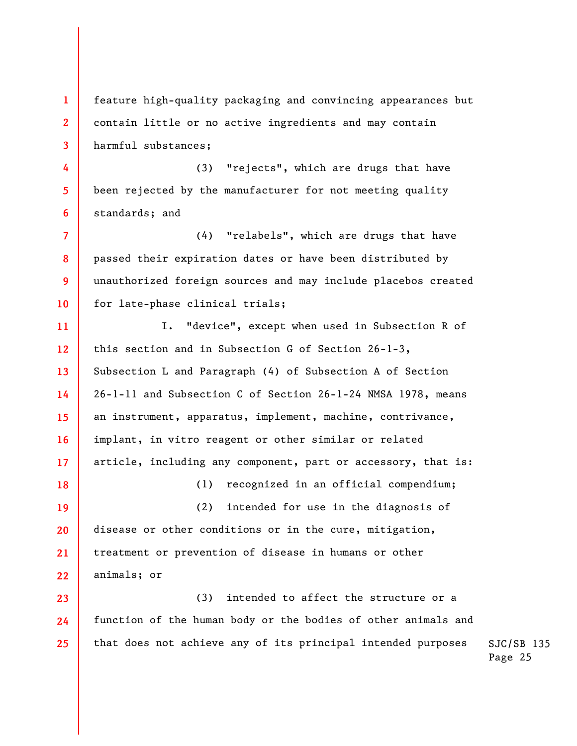feature high-quality packaging and convincing appearances but contain little or no active ingredients and may contain harmful substances;

(3) "rejects", which are drugs that have been rejected by the manufacturer for not meeting quality standards; and

(4) "relabels", which are drugs that have passed their expiration dates or have been distributed by unauthorized foreign sources and may include placebos created for late-phase clinical trials;

I. "device", except when used in Subsection R of this section and in Subsection G of Section 26-1-3, Subsection L and Paragraph (4) of Subsection A of Section 26-1-11 and Subsection C of Section 26-1-24 NMSA 1978, means an instrument, apparatus, implement, machine, contrivance, implant, in vitro reagent or other similar or related article, including any component, part or accessory, that is:

(1) recognized in an official compendium;

(2) intended for use in the diagnosis of disease or other conditions or in the cure, mitigation, treatment or prevention of disease in humans or other animals; or

(3) intended to affect the structure or a function of the human body or the bodies of other animals and that does not achieve any of its principal intended purposes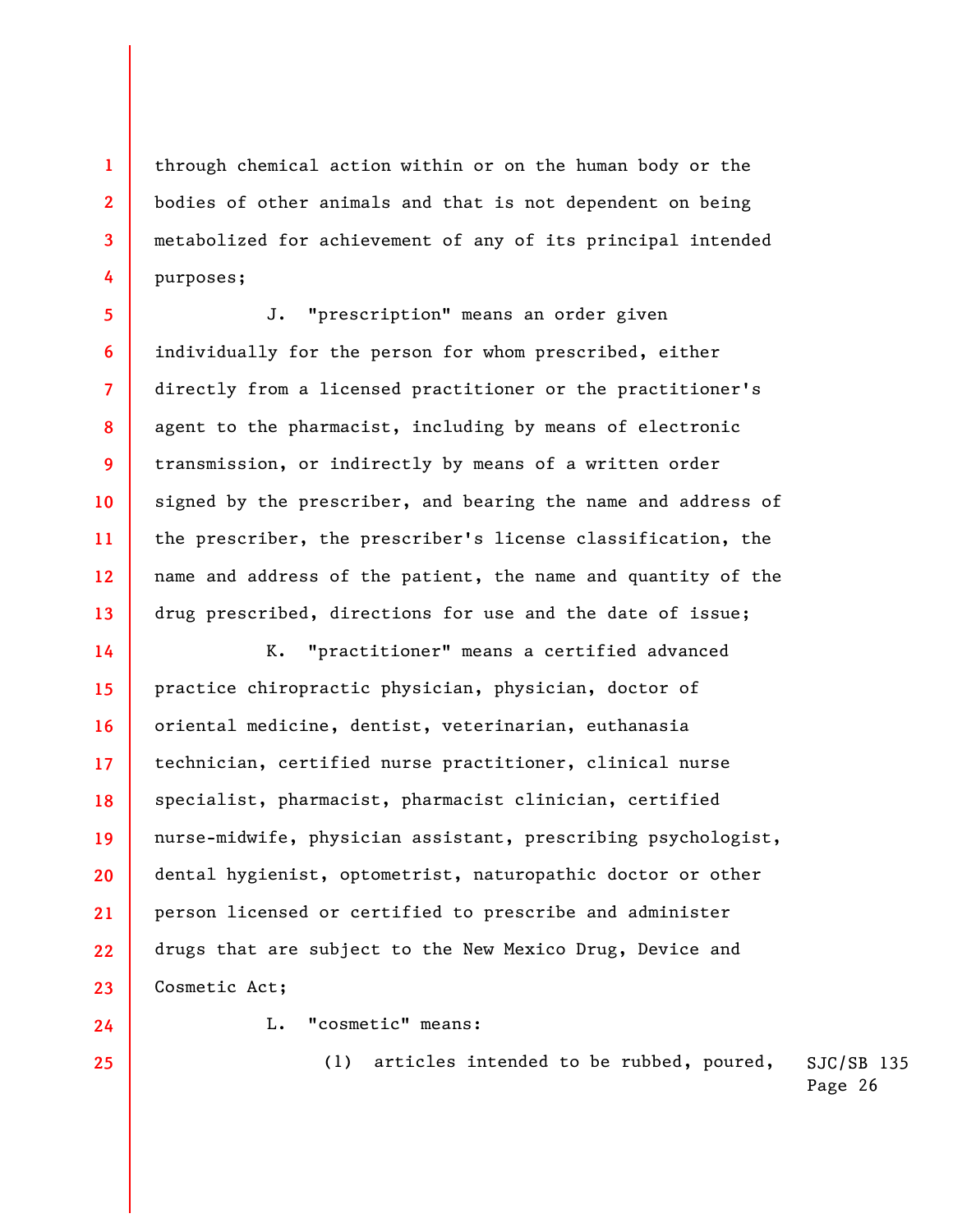through chemical action within or on the human body or the bodies of other animals and that is not dependent on being metabolized for achievement of any of its principal intended purposes;

J. "prescription" means an order given individually for the person for whom prescribed, either directly from a licensed practitioner or the practitioner's agent to the pharmacist, including by means of electronic transmission, or indirectly by means of a written order signed by the prescriber, and bearing the name and address of the prescriber, the prescriber's license classification, the name and address of the patient, the name and quantity of the drug prescribed, directions for use and the date of issue;

K. "practitioner" means a certified advanced practice chiropractic physician, physician, doctor of oriental medicine, dentist, veterinarian, euthanasia technician, certified nurse practitioner, clinical nurse specialist, pharmacist, pharmacist clinician, certified nurse-midwife, physician assistant, prescribing psychologist, dental hygienist, optometrist, naturopathic doctor or other person licensed or certified to prescribe and administer drugs that are subject to the New Mexico Drug, Device and Cosmetic Act;

L. "cosmetic" means:

(1) articles intended to be rubbed, poured,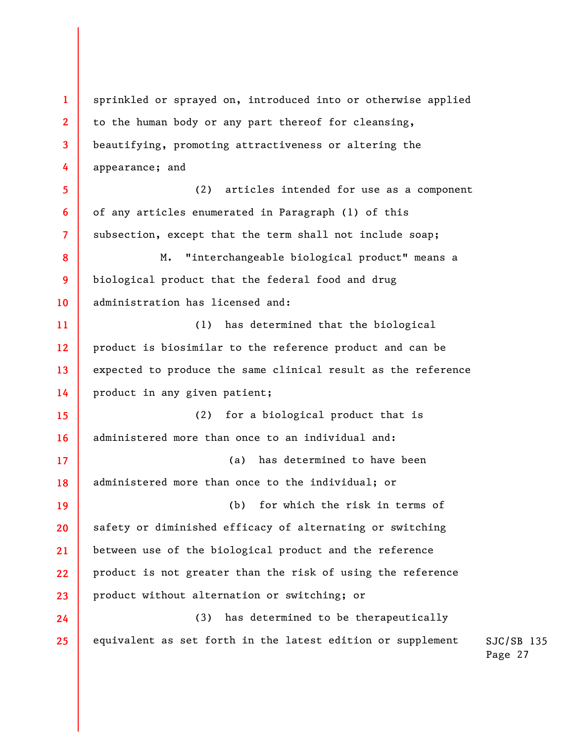sprinkled or sprayed on, introduced into or otherwise applied to the human body or any part thereof for cleansing, beautifying, promoting attractiveness or altering the appearance; and

(2) articles intended for use as a component of any articles enumerated in Paragraph (1) of this subsection, except that the term shall not include soap;

M. "interchangeable biological product" means a biological product that the federal food and drug administration has licensed and:

(1) has determined that the biological product is biosimilar to the reference product and can be expected to produce the same clinical result as the reference product in any given patient;

(2) for a biological product that is administered more than once to an individual and:

(a) has determined to have been administered more than once to the individual; or

(b) for which the risk in terms of safety or diminished efficacy of alternating or switching between use of the biological product and the reference product is not greater than the risk of using the reference product without alternation or switching; or

(3) has determined to be therapeutically equivalent as set forth in the latest edition or supplement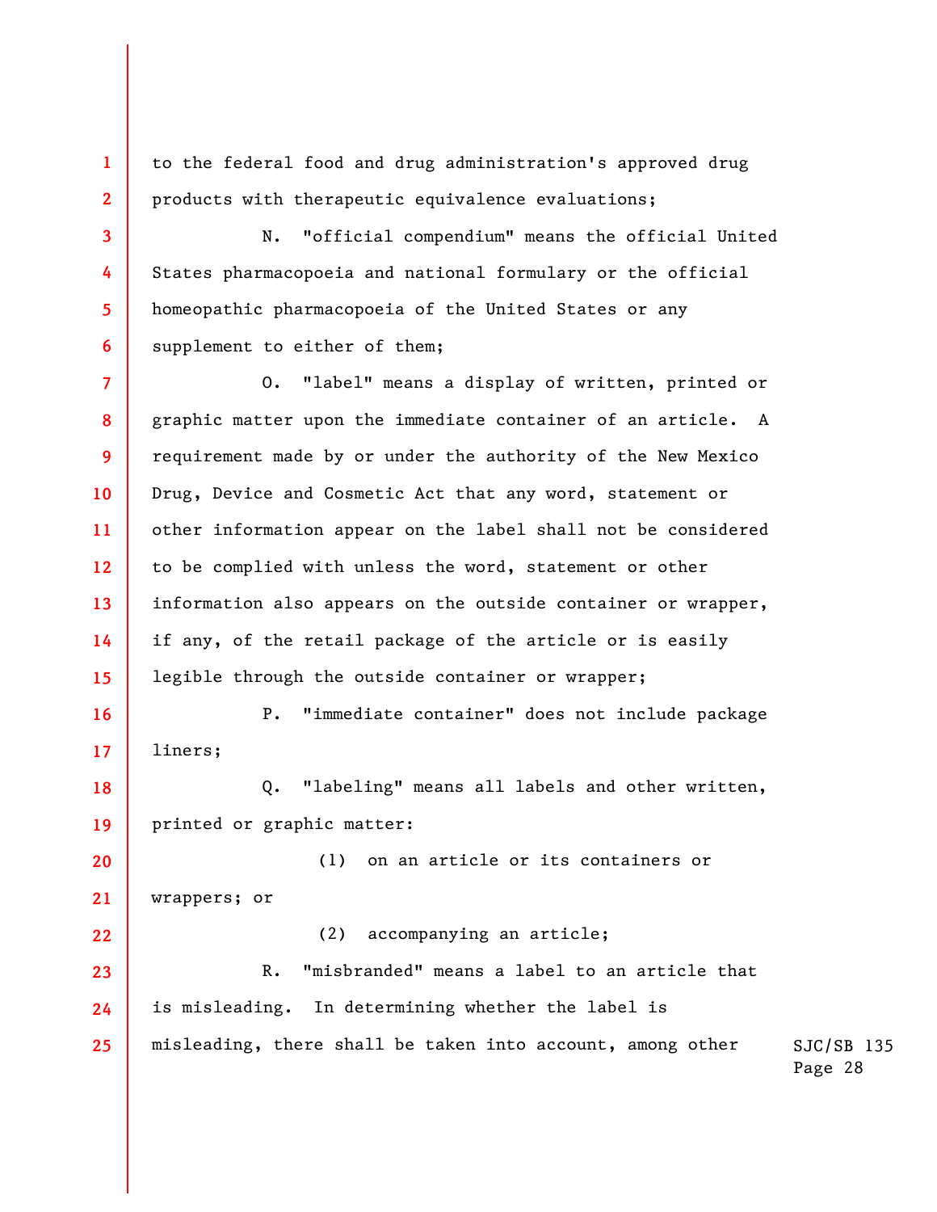to the federal food and drug administration's approved drug products with therapeutic equivalence evaluations;

N. "official compendium" means the official United States pharmacopoeia and national formulary or the official homeopathic pharmacopoeia of the United States or any supplement to either of them;

O. "label" means a display of written, printed or graphic matter upon the immediate container of an article. A requirement made by or under the authority of the New Mexico Drug, Device and Cosmetic Act that any word, statement or other information appear on the label shall not be considered to be complied with unless the word, statement or other information also appears on the outside container or wrapper, if any, of the retail package of the article or is easily legible through the outside container or wrapper;

P. "immediate container" does not include package liners;

Q. "labeling" means all labels and other written, printed or graphic matter:

(1) on an article or its containers or wrappers; or

(2) accompanying an article;

R. "misbranded" means a label to an article that is misleading. In determining whether the label is misleading, there shall be taken into account, among other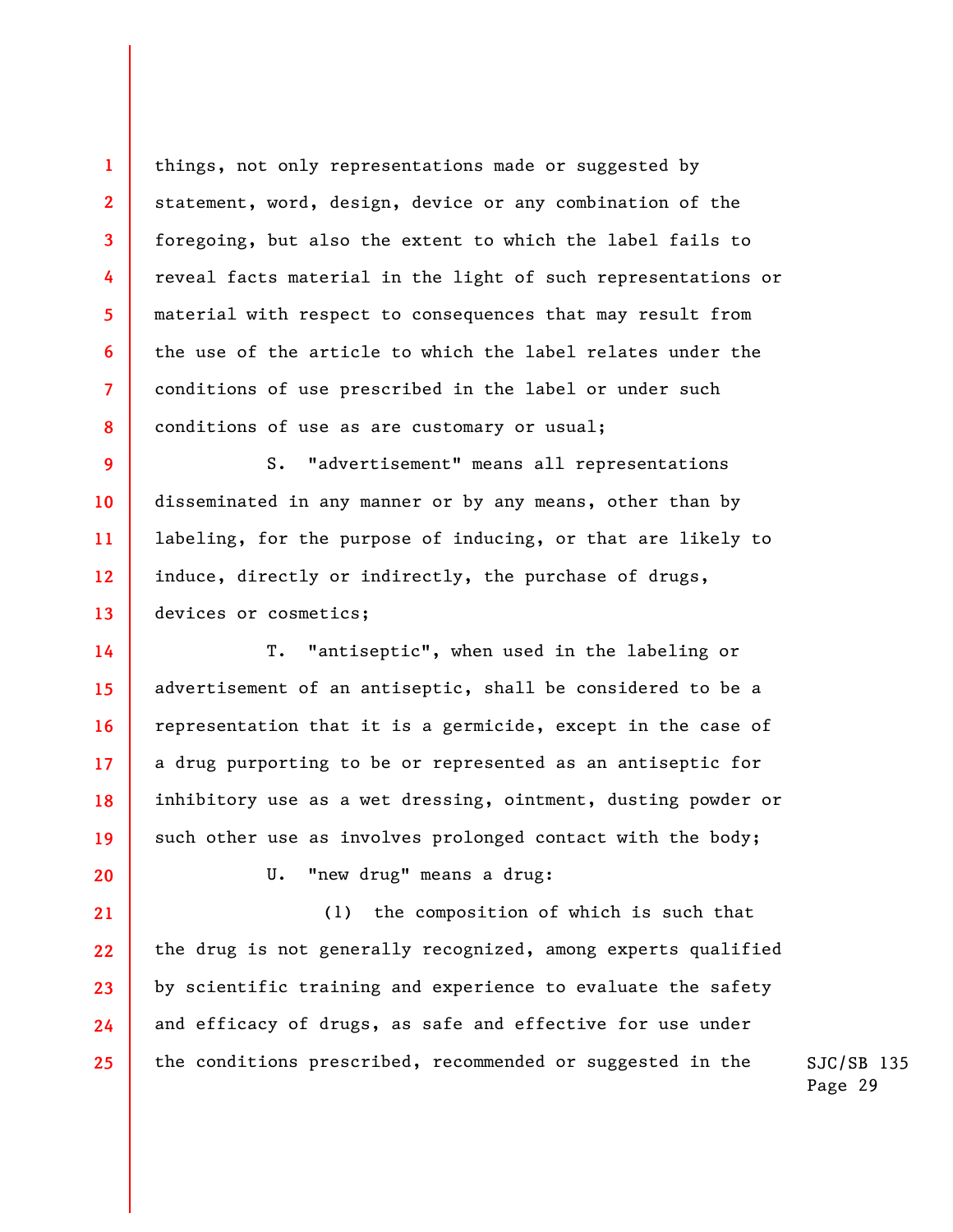things, not only representations made or suggested by statement, word, design, device or any combination of the foregoing, but also the extent to which the label fails to reveal facts material in the light of such representations or material with respect to consequences that may result from the use of the article to which the label relates under the conditions of use prescribed in the label or under such conditions of use as are customary or usual;

S. "advertisement" means all representations disseminated in any manner or by any means, other than by labeling, for the purpose of inducing, or that are likely to induce, directly or indirectly, the purchase of drugs, devices or cosmetics;

T. "antiseptic", when used in the labeling or advertisement of an antiseptic, shall be considered to be a representation that it is a germicide, except in the case of a drug purporting to be or represented as an antiseptic for inhibitory use as a wet dressing, ointment, dusting powder or such other use as involves prolonged contact with the body;

U. "new drug" means a drug:

(1) the composition of which is such that the drug is not generally recognized, among experts qualified by scientific training and experience to evaluate the safety and efficacy of drugs, as safe and effective for use under the conditions prescribed, recommended or suggested in the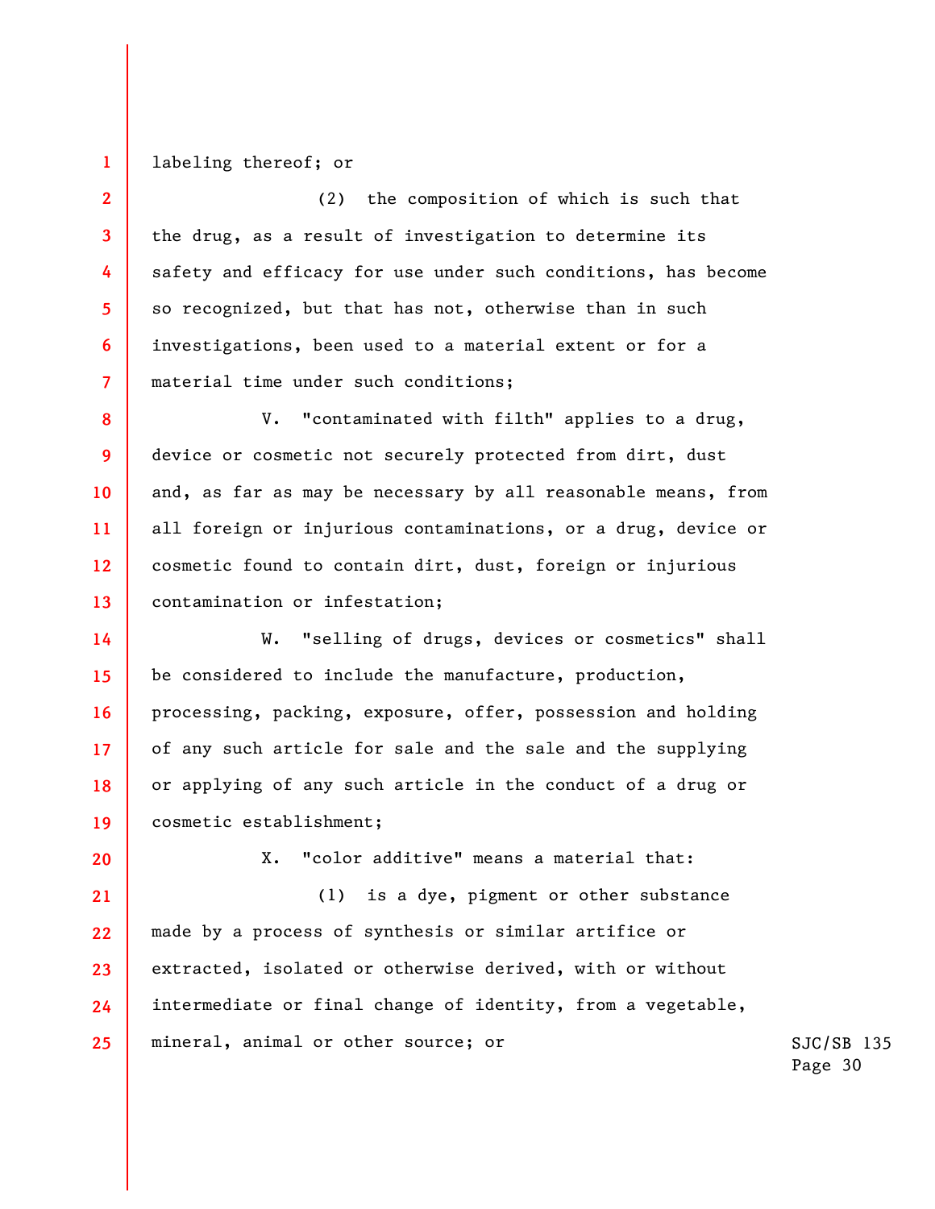labeling thereof; or

(2) the composition of which is such that the drug, as a result of investigation to determine its safety and efficacy for use under such conditions, has become so recognized, but that has not, otherwise than in such investigations, been used to a material extent or for a material time under such conditions;

V. "contaminated with filth" applies to a drug, device or cosmetic not securely protected from dirt, dust and, as far as may be necessary by all reasonable means, from all foreign or injurious contaminations, or a drug, device or cosmetic found to contain dirt, dust, foreign or injurious contamination or infestation;

W. "selling of drugs, devices or cosmetics" shall be considered to include the manufacture, production, processing, packing, exposure, offer, possession and holding of any such article for sale and the sale and the supplying or applying of any such article in the conduct of a drug or cosmetic establishment;

X. "color additive" means a material that:

(1) is a dye, pigment or other substance made by a process of synthesis or similar artifice or extracted, isolated or otherwise derived, with or without intermediate or final change of identity, from a vegetable, mineral, animal or other source; or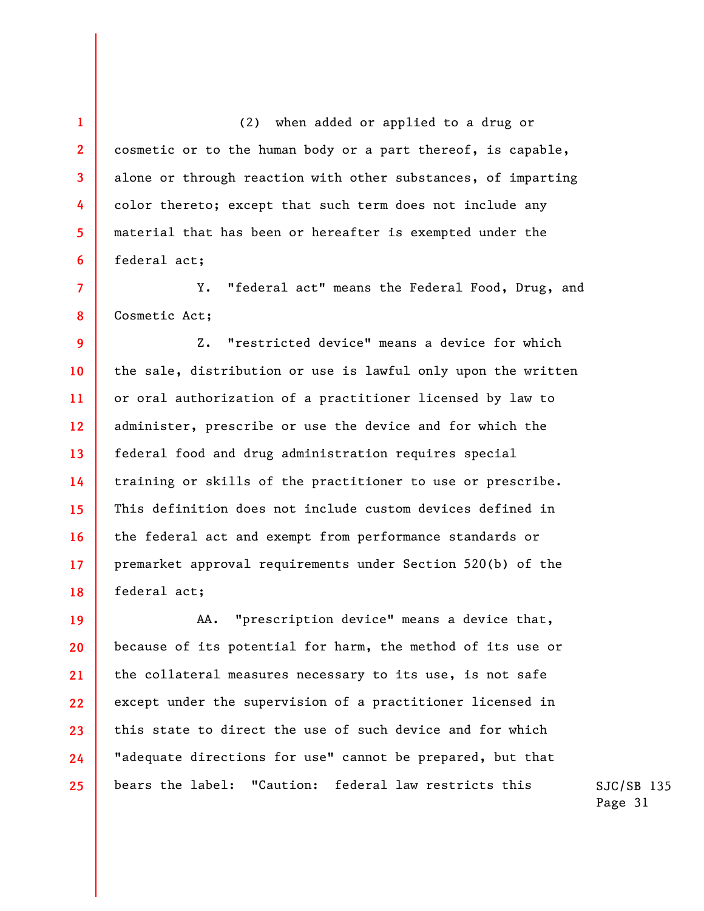(2) when added or applied to a drug or cosmetic or to the human body or a part thereof, is capable, alone or through reaction with other substances, of imparting color thereto; except that such term does not include any material that has been or hereafter is exempted under the federal act;

Y. "federal act" means the Federal Food, Drug, and Cosmetic Act;

Z. "restricted device" means a device for which the sale, distribution or use is lawful only upon the written or oral authorization of a practitioner licensed by law to administer, prescribe or use the device and for which the federal food and drug administration requires special training or skills of the practitioner to use or prescribe. This definition does not include custom devices defined in the federal act and exempt from performance standards or premarket approval requirements under Section 520(b) of the federal act;

AA. "prescription device" means a device that, because of its potential for harm, the method of its use or the collateral measures necessary to its use, is not safe except under the supervision of a practitioner licensed in this state to direct the use of such device and for which "adequate directions for use" cannot be prepared, but that bears the label: "Caution: federal law restricts this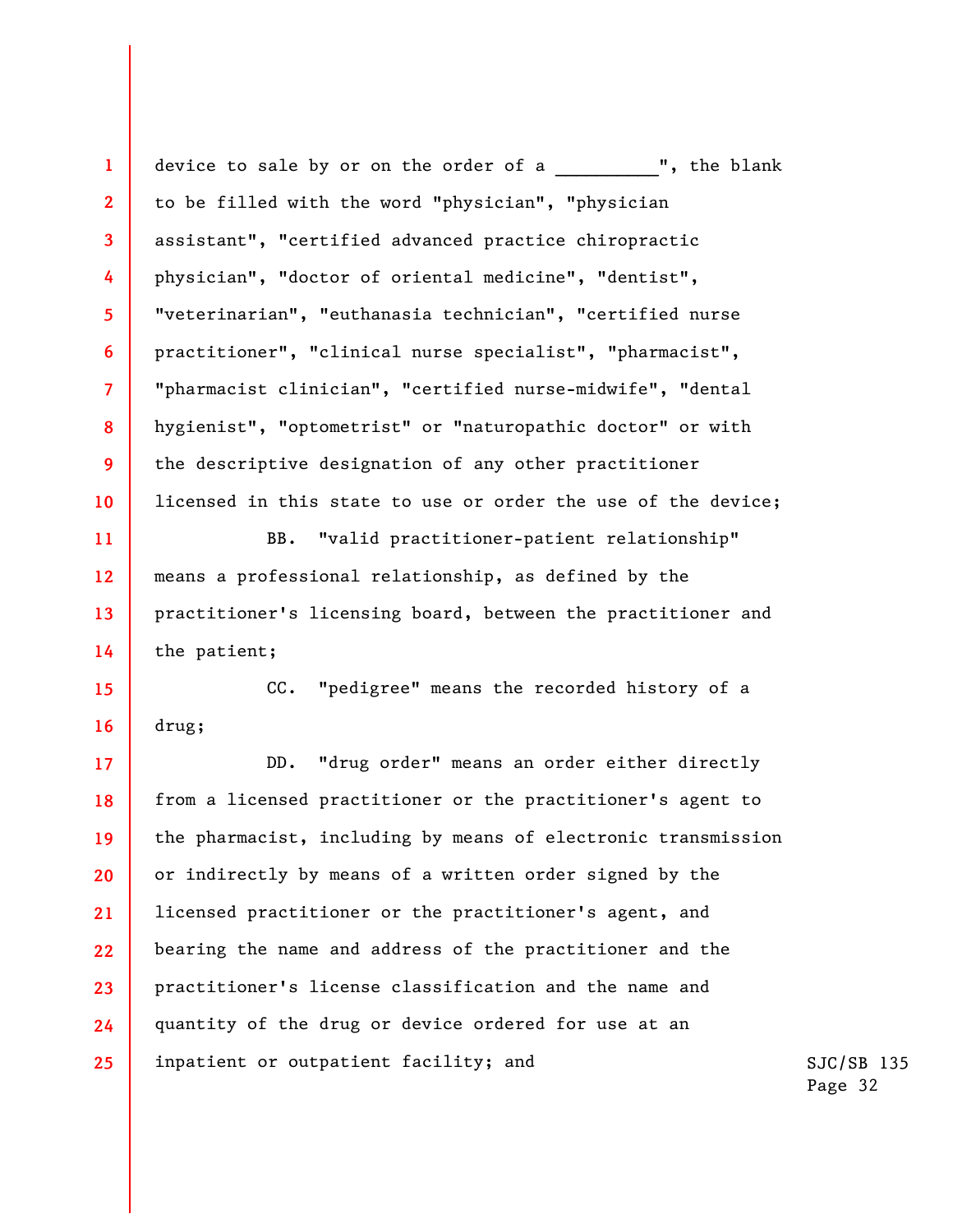device to sale by or on the order of a __________", the blank to be filled with the word "physician", "physician assistant", "certified advanced practice chiropractic physician", "doctor of oriental medicine", "dentist", "veterinarian", "euthanasia technician", "certified nurse practitioner", "clinical nurse specialist", "pharmacist", "pharmacist clinician", "certified nurse-midwife", "dental hygienist", "optometrist" or "naturopathic doctor" or with the descriptive designation of any other practitioner licensed in this state to use or order the use of the device;

BB. "valid practitioner-patient relationship" means a professional relationship, as defined by the practitioner's licensing board, between the practitioner and the patient;

CC. "pedigree" means the recorded history of a drug;

DD. "drug order" means an order either directly from a licensed practitioner or the practitioner's agent to the pharmacist, including by means of electronic transmission or indirectly by means of a written order signed by the licensed practitioner or the practitioner's agent, and bearing the name and address of the practitioner and the practitioner's license classification and the name and quantity of the drug or device ordered for use at an inpatient or outpatient facility; and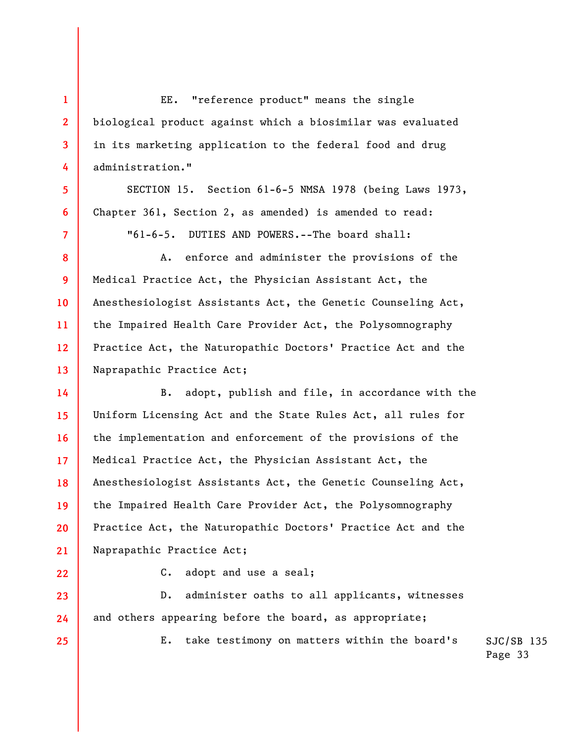EE. "reference product" means the single biological product against which a biosimilar was evaluated in its marketing application to the federal food and drug administration."

SECTION 15. Section 61-6-5 NMSA 1978 (being Laws 1973, Chapter 361, Section 2, as amended) is amended to read:

"61-6-5. DUTIES AND POWERS.--The board shall:

A. enforce and administer the provisions of the Medical Practice Act, the Physician Assistant Act, the Anesthesiologist Assistants Act, the Genetic Counseling Act, the Impaired Health Care Provider Act, the Polysomnography Practice Act, the Naturopathic Doctors' Practice Act and the Naprapathic Practice Act;

B. adopt, publish and file, in accordance with the Uniform Licensing Act and the State Rules Act, all rules for the implementation and enforcement of the provisions of the Medical Practice Act, the Physician Assistant Act, the Anesthesiologist Assistants Act, the Genetic Counseling Act, the Impaired Health Care Provider Act, the Polysomnography Practice Act, the Naturopathic Doctors' Practice Act and the Naprapathic Practice Act;

C. adopt and use a seal;

D. administer oaths to all applicants, witnesses and others appearing before the board, as appropriate;

E. take testimony on matters within the board's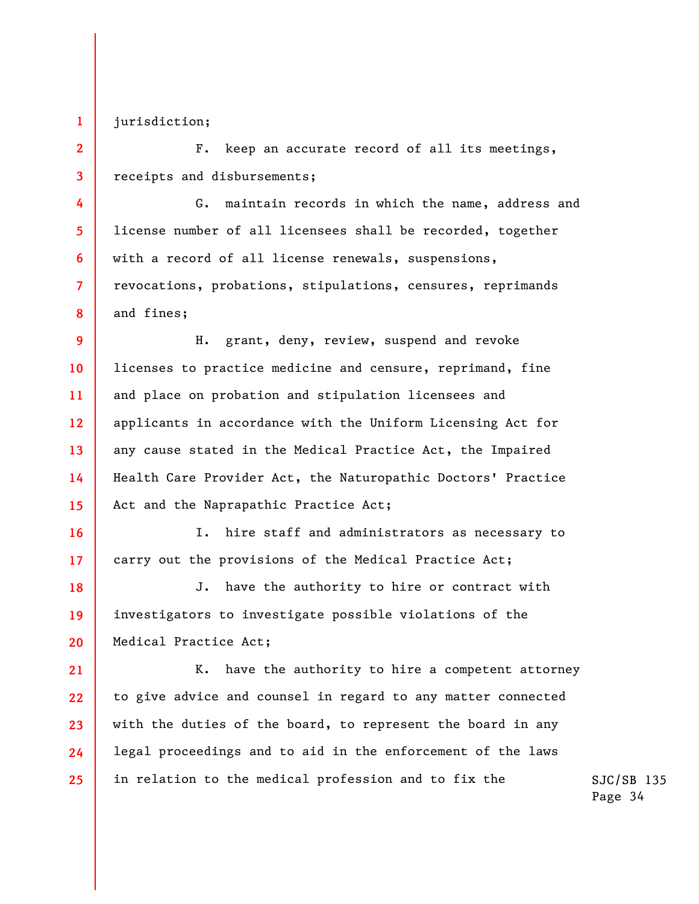jurisdiction;

F. keep an accurate record of all its meetings, receipts and disbursements;

G. maintain records in which the name, address and license number of all licensees shall be recorded, together with a record of all license renewals, suspensions, revocations, probations, stipulations, censures, reprimands and fines;

H. grant, deny, review, suspend and revoke licenses to practice medicine and censure, reprimand, fine and place on probation and stipulation licensees and applicants in accordance with the Uniform Licensing Act for any cause stated in the Medical Practice Act, the Impaired Health Care Provider Act, the Naturopathic Doctors' Practice Act and the Naprapathic Practice Act;

I. hire staff and administrators as necessary to carry out the provisions of the Medical Practice Act;

J. have the authority to hire or contract with investigators to investigate possible violations of the Medical Practice Act;

K. have the authority to hire a competent attorney to give advice and counsel in regard to any matter connected with the duties of the board, to represent the board in any legal proceedings and to aid in the enforcement of the laws in relation to the medical profession and to fix the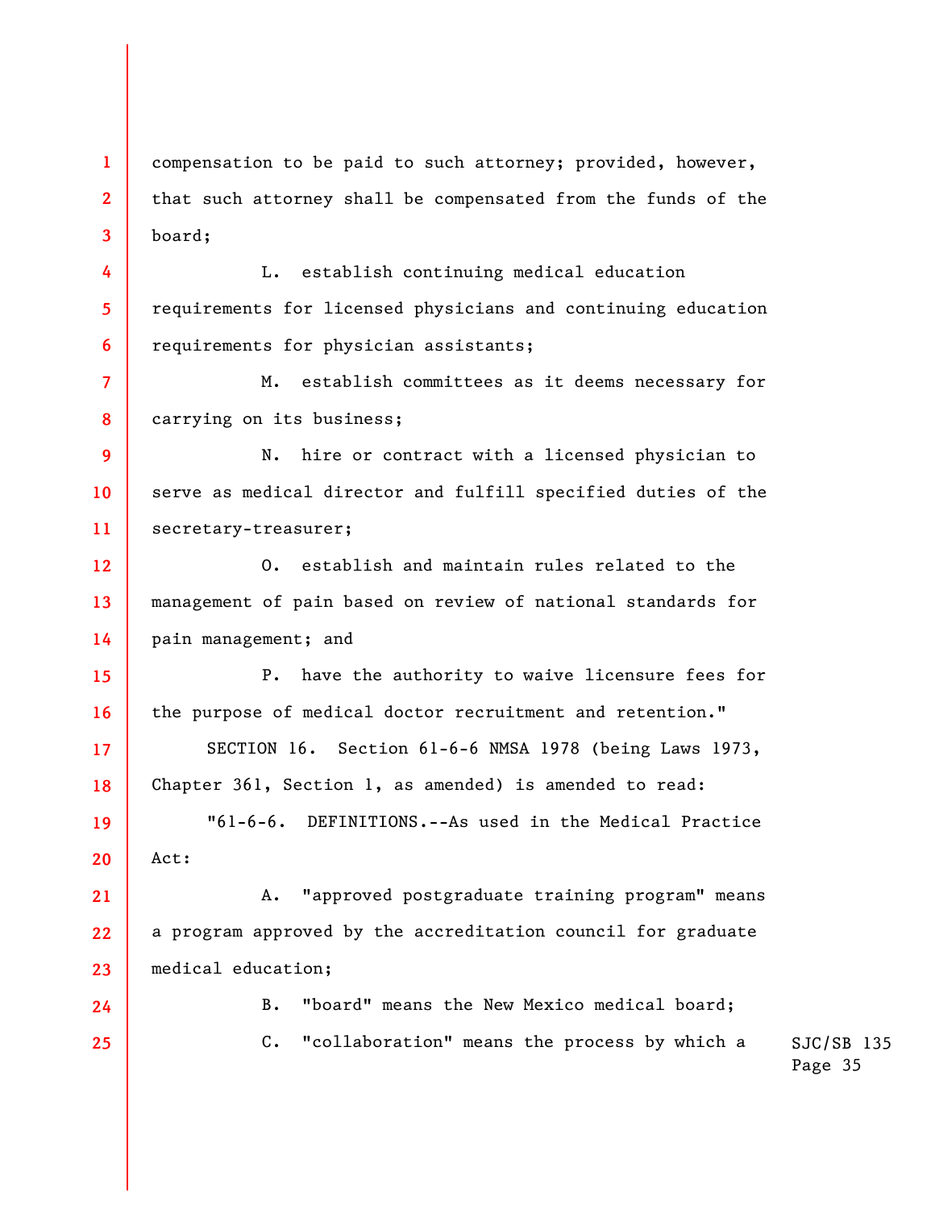compensation to be paid to such attorney; provided, however, that such attorney shall be compensated from the funds of the board;

L. establish continuing medical education requirements for licensed physicians and continuing education requirements for physician assistants;

M. establish committees as it deems necessary for carrying on its business;

N. hire or contract with a licensed physician to serve as medical director and fulfill specified duties of the secretary-treasurer;

O. establish and maintain rules related to the management of pain based on review of national standards for pain management; and

P. have the authority to waive licensure fees for the purpose of medical doctor recruitment and retention."

SECTION 16. Section 61-6-6 NMSA 1978 (being Laws 1973, Chapter 361, Section 1, as amended) is amended to read:

"61-6-6. DEFINITIONS.--As used in the Medical Practice Act:

A. "approved postgraduate training program" means a program approved by the accreditation council for graduate medical education;

B. "board" means the New Mexico medical board;

C. "collaboration" means the process by which a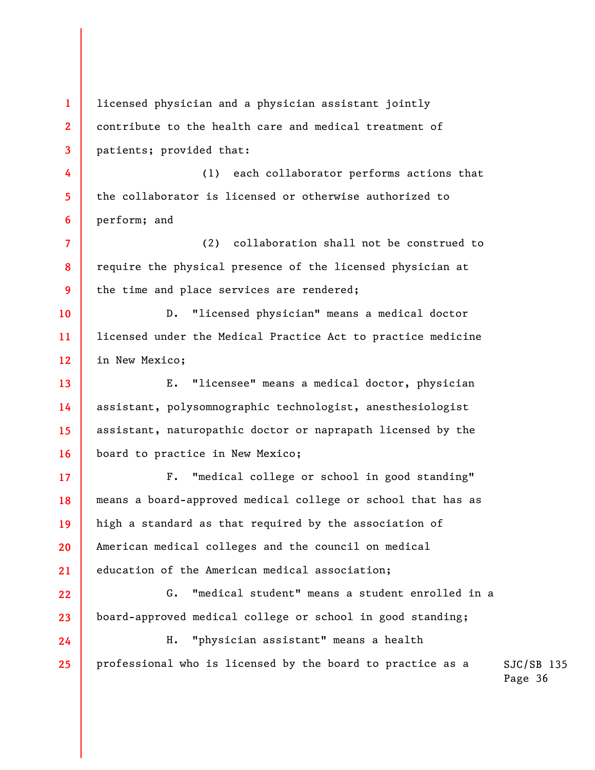licensed physician and a physician assistant jointly contribute to the health care and medical treatment of patients; provided that:

(1) each collaborator performs actions that the collaborator is licensed or otherwise authorized to perform; and

(2) collaboration shall not be construed to require the physical presence of the licensed physician at the time and place services are rendered;

D. "licensed physician" means a medical doctor licensed under the Medical Practice Act to practice medicine in New Mexico;

E. "licensee" means a medical doctor, physician assistant, polysomnographic technologist, anesthesiologist assistant, naturopathic doctor or naprapath licensed by the board to practice in New Mexico;

F. "medical college or school in good standing" means a board-approved medical college or school that has as high a standard as that required by the association of American medical colleges and the council on medical education of the American medical association;

G. "medical student" means a student enrolled in a board-approved medical college or school in good standing;

H. "physician assistant" means a health professional who is licensed by the board to practice as a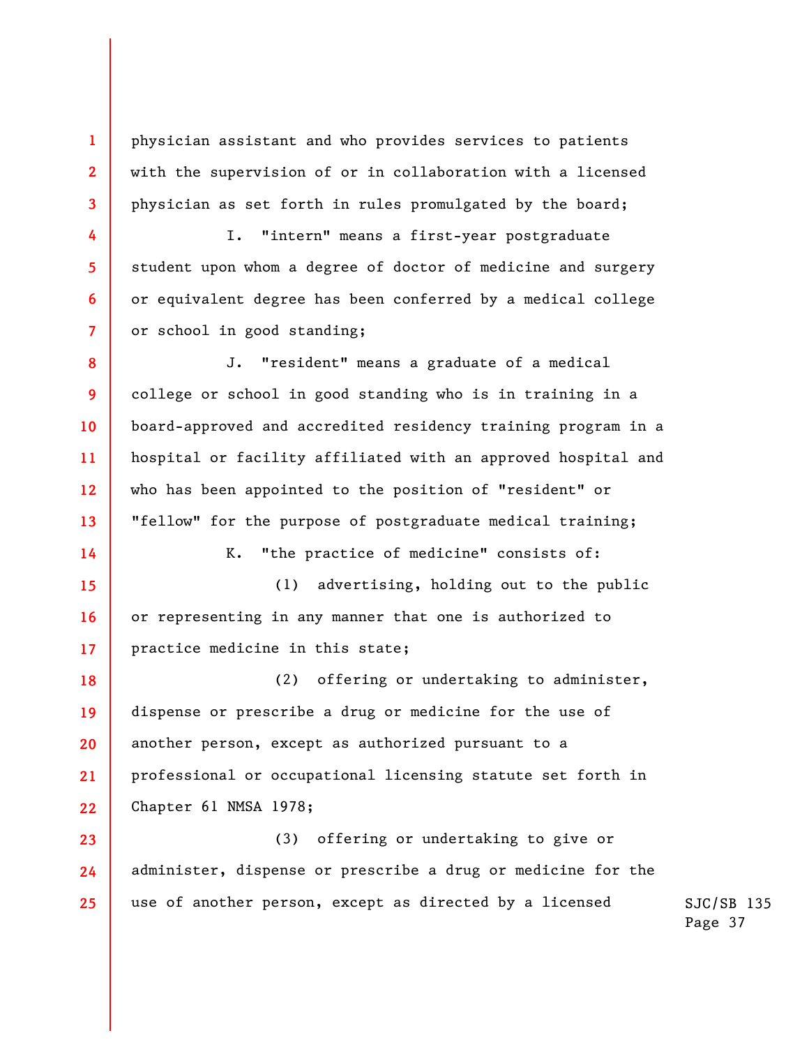physician assistant and who provides services to patients with the supervision of or in collaboration with a licensed physician as set forth in rules promulgated by the board;

I. "intern" means a first-year postgraduate student upon whom a degree of doctor of medicine and surgery or equivalent degree has been conferred by a medical college or school in good standing;

J. "resident" means a graduate of a medical college or school in good standing who is in training in a board-approved and accredited residency training program in a hospital or facility affiliated with an approved hospital and who has been appointed to the position of "resident" or "fellow" for the purpose of postgraduate medical training;

K. "the practice of medicine" consists of:

(1) advertising, holding out to the public or representing in any manner that one is authorized to practice medicine in this state;

(2) offering or undertaking to administer, dispense or prescribe a drug or medicine for the use of another person, except as authorized pursuant to a professional or occupational licensing statute set forth in Chapter 61 NMSA 1978;

(3) offering or undertaking to give or administer, dispense or prescribe a drug or medicine for the use of another person, except as directed by a licensed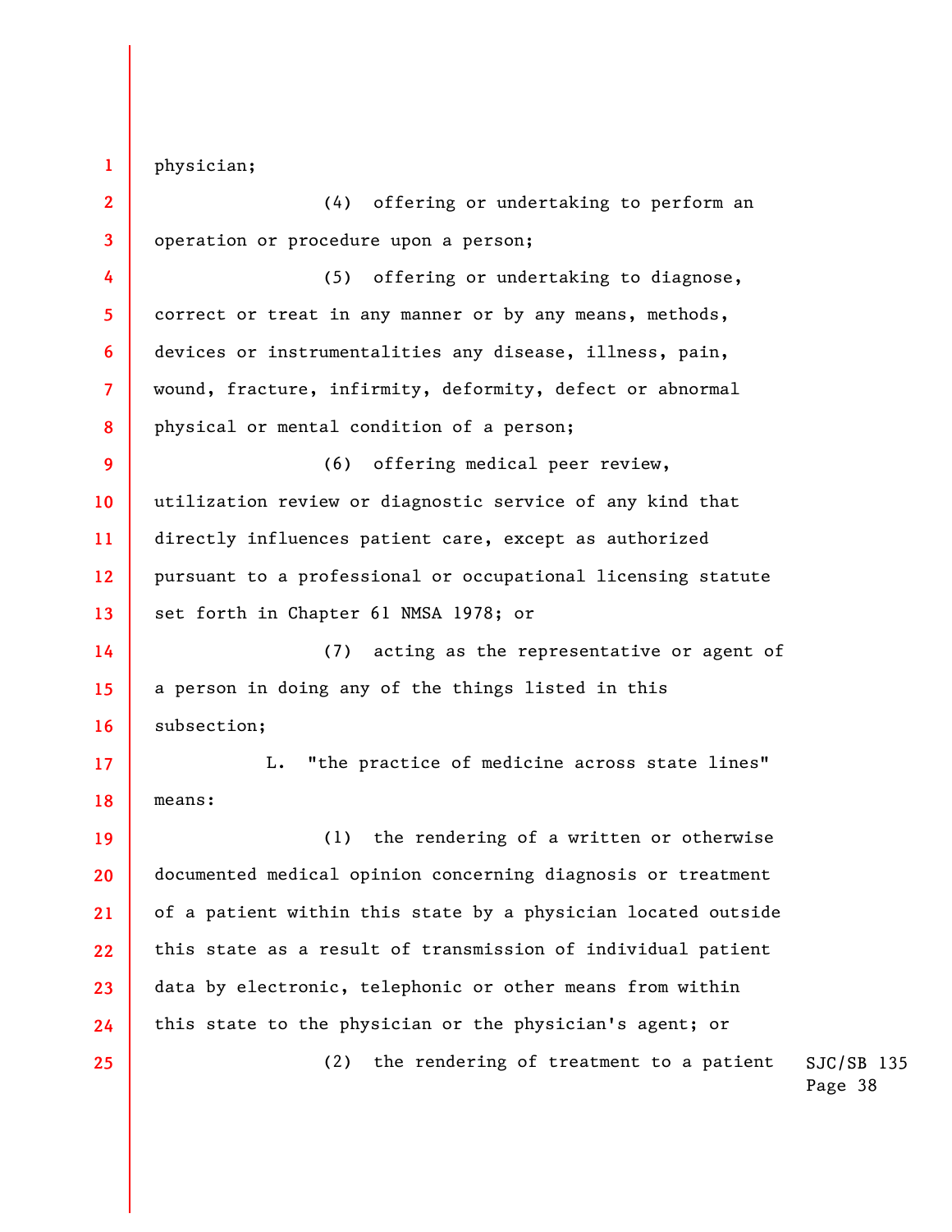physician;

(4) offering or undertaking to perform an operation or procedure upon a person;

(5) offering or undertaking to diagnose, correct or treat in any manner or by any means, methods, devices or instrumentalities any disease, illness, pain, wound, fracture, infirmity, deformity, defect or abnormal physical or mental condition of a person;

(6) offering medical peer review, utilization review or diagnostic service of any kind that directly influences patient care, except as authorized pursuant to a professional or occupational licensing statute set forth in Chapter 61 NMSA 1978; or

(7) acting as the representative or agent of a person in doing any of the things listed in this subsection;

L. "the practice of medicine across state lines" means:

(1) the rendering of a written or otherwise documented medical opinion concerning diagnosis or treatment of a patient within this state by a physician located outside this state as a result of transmission of individual patient data by electronic, telephonic or other means from within this state to the physician or the physician's agent; or

(2) the rendering of treatment to a patient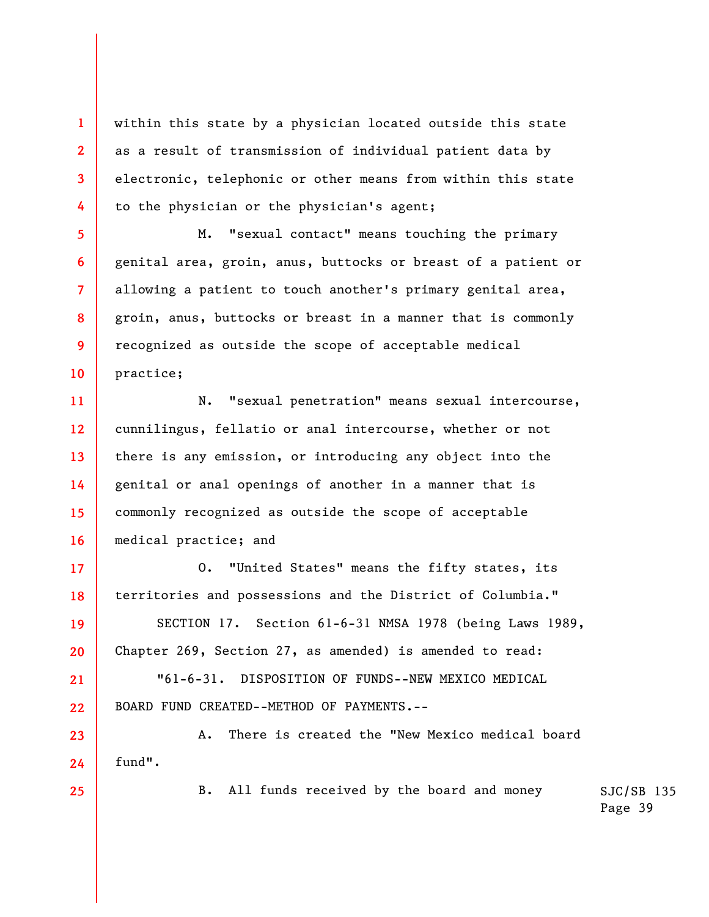within this state by a physician located outside this state as a result of transmission of individual patient data by electronic, telephonic or other means from within this state to the physician or the physician's agent;

M. "sexual contact" means touching the primary genital area, groin, anus, buttocks or breast of a patient or allowing a patient to touch another's primary genital area, groin, anus, buttocks or breast in a manner that is commonly recognized as outside the scope of acceptable medical practice;

N. "sexual penetration" means sexual intercourse, cunnilingus, fellatio or anal intercourse, whether or not there is any emission, or introducing any object into the genital or anal openings of another in a manner that is commonly recognized as outside the scope of acceptable medical practice; and

O. "United States" means the fifty states, its territories and possessions and the District of Columbia."

SECTION 17. Section 61-6-31 NMSA 1978 (being Laws 1989, Chapter 269, Section 27, as amended) is amended to read:

"61-6-31. DISPOSITION OF FUNDS--NEW MEXICO MEDICAL BOARD FUND CREATED--METHOD OF PAYMENTS.--

A. There is created the "New Mexico medical board fund".

B. All funds received by the board and money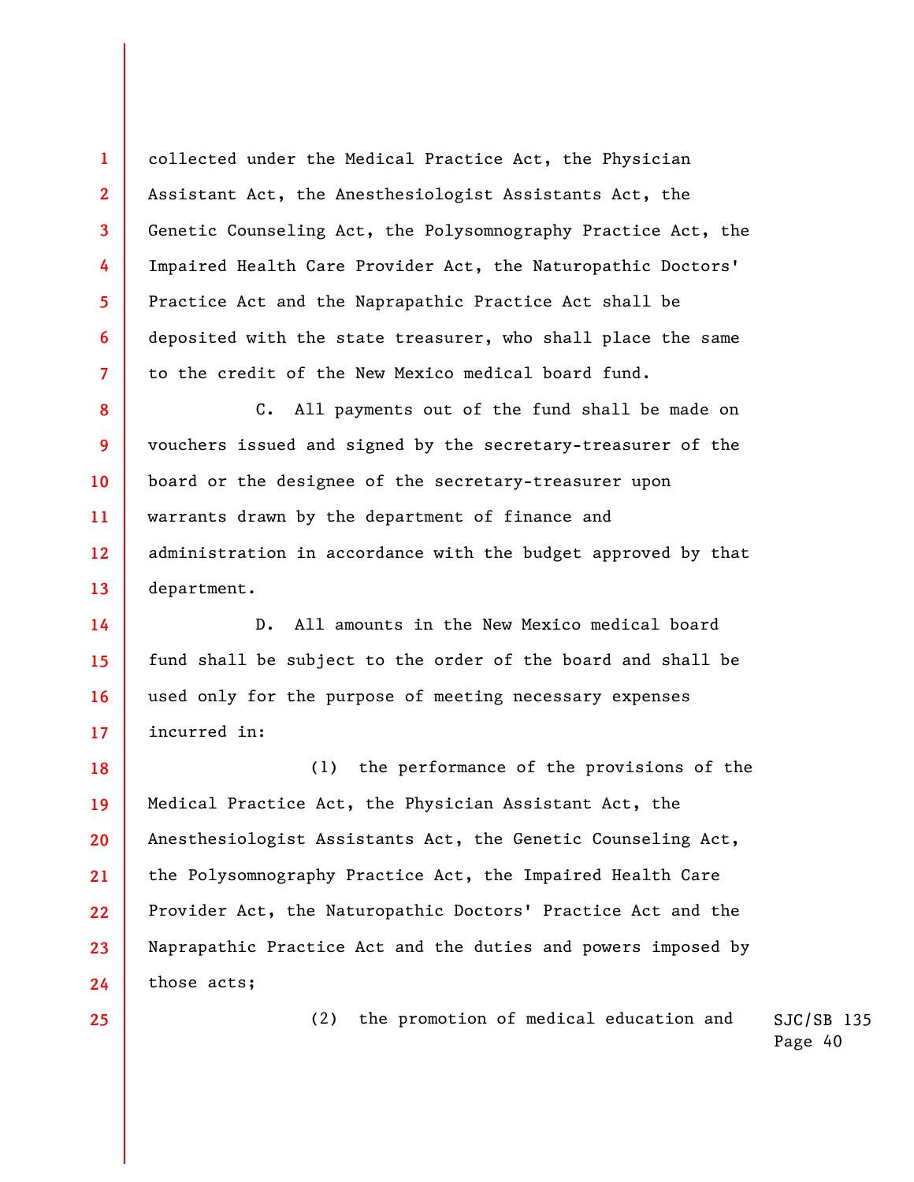collected under the Medical Practice Act, the Physician Assistant Act, the Anesthesiologist Assistants Act, the Genetic Counseling Act, the Polysomnography Practice Act, the Impaired Health Care Provider Act, the Naturopathic Doctors' Practice Act and the Naprapathic Practice Act shall be deposited with the state treasurer, who shall place the same to the credit of the New Mexico medical board fund.

C. All payments out of the fund shall be made on vouchers issued and signed by the secretary-treasurer of the board or the designee of the secretary-treasurer upon warrants drawn by the department of finance and administration in accordance with the budget approved by that department.

D. All amounts in the New Mexico medical board fund shall be subject to the order of the board and shall be used only for the purpose of meeting necessary expenses incurred in:

(1) the performance of the provisions of the Medical Practice Act, the Physician Assistant Act, the Anesthesiologist Assistants Act, the Genetic Counseling Act, the Polysomnography Practice Act, the Impaired Health Care Provider Act, the Naturopathic Doctors' Practice Act and the Naprapathic Practice Act and the duties and powers imposed by those acts;

(2) the promotion of medical education and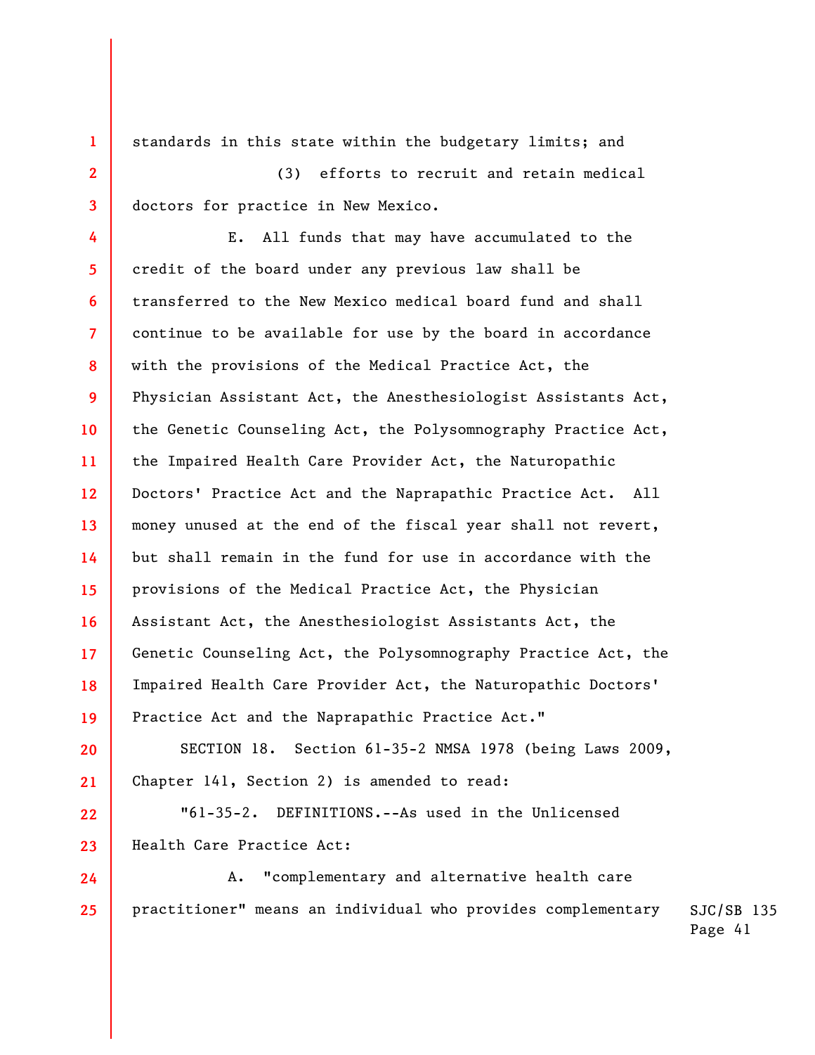standards in this state within the budgetary limits; and

(3) efforts to recruit and retain medical doctors for practice in New Mexico.

E. All funds that may have accumulated to the credit of the board under any previous law shall be transferred to the New Mexico medical board fund and shall continue to be available for use by the board in accordance with the provisions of the Medical Practice Act, the Physician Assistant Act, the Anesthesiologist Assistants Act, the Genetic Counseling Act, the Polysomnography Practice Act, the Impaired Health Care Provider Act, the Naturopathic Doctors' Practice Act and the Naprapathic Practice Act. All money unused at the end of the fiscal year shall not revert, but shall remain in the fund for use in accordance with the provisions of the Medical Practice Act, the Physician Assistant Act, the Anesthesiologist Assistants Act, the Genetic Counseling Act, the Polysomnography Practice Act, the Impaired Health Care Provider Act, the Naturopathic Doctors' Practice Act and the Naprapathic Practice Act."

SECTION 18. Section 61-35-2 NMSA 1978 (being Laws 2009, Chapter 141, Section 2) is amended to read:

"61-35-2. DEFINITIONS.--As used in the Unlicensed Health Care Practice Act:

A. "complementary and alternative health care practitioner" means an individual who provides complementary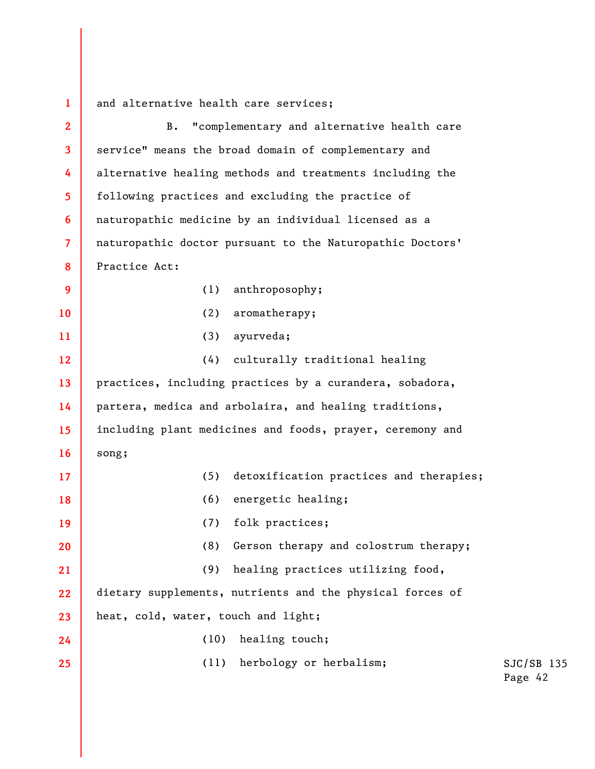and alternative health care services;

B. "complementary and alternative health care service" means the broad domain of complementary and alternative healing methods and treatments including the following practices and excluding the practice of naturopathic medicine by an individual licensed as a naturopathic doctor pursuant to the Naturopathic Doctors' Practice Act:

(1) anthroposophy;

(2) aromatherapy;

(3) ayurveda;

(4) culturally traditional healing practices, including practices by a curandera, sobadora, partera, medica and arbolaira, and healing traditions, including plant medicines and foods, prayer, ceremony and song;

(5) detoxification practices and therapies;

(6) energetic healing;

(7) folk practices;

(8) Gerson therapy and colostrum therapy;

(9) healing practices utilizing food, dietary supplements, nutrients and the physical forces of heat, cold, water, touch and light;

(10) healing touch;

(11) herbology or herbalism;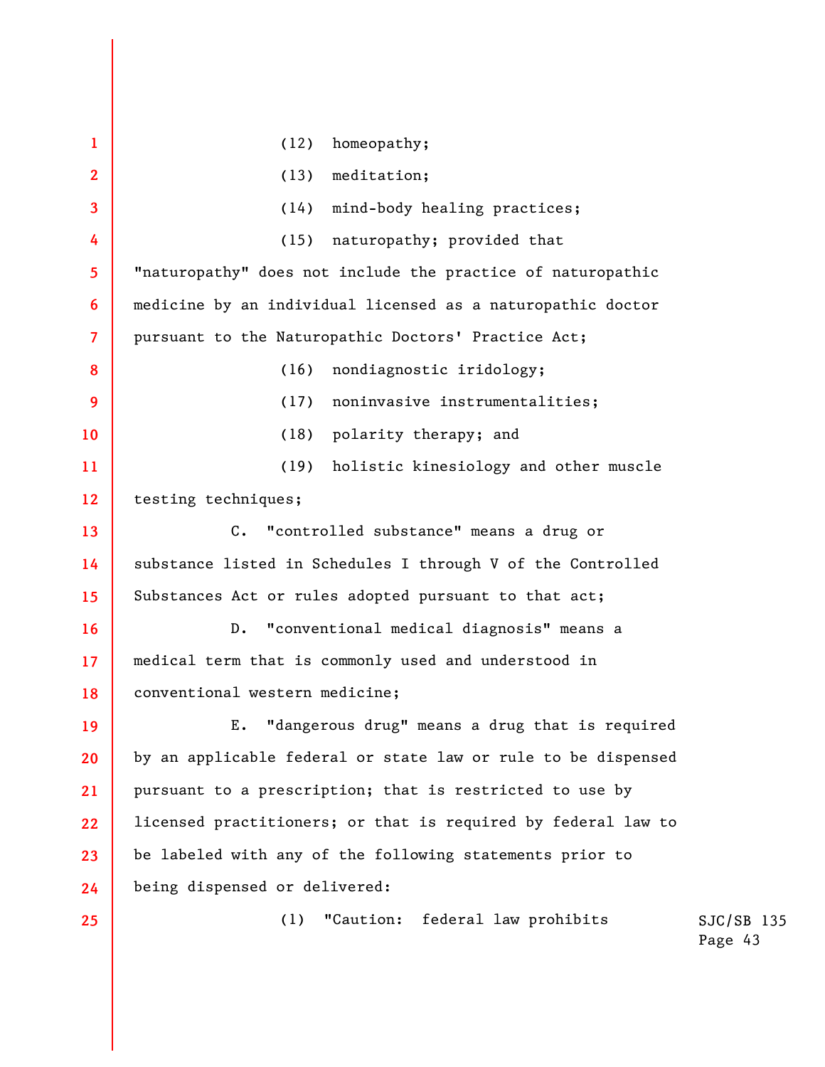(12) homeopathy;

(13) meditation;

(14) mind-body healing practices;

(15) naturopathy; provided that "naturopathy" does not include the practice of naturopathic medicine by an individual licensed as a naturopathic doctor pursuant to the Naturopathic Doctors' Practice Act;

(16) nondiagnostic iridology;

(17) noninvasive instrumentalities;

(18) polarity therapy; and

(19) holistic kinesiology and other muscle testing techniques;

C. "controlled substance" means a drug or substance listed in Schedules I through V of the Controlled Substances Act or rules adopted pursuant to that act;

D. "conventional medical diagnosis" means a medical term that is commonly used and understood in conventional western medicine;

E. "dangerous drug" means a drug that is required by an applicable federal or state law or rule to be dispensed pursuant to a prescription; that is restricted to use by licensed practitioners; or that is required by federal law to be labeled with any of the following statements prior to being dispensed or delivered:

(1) "Caution: federal law prohibits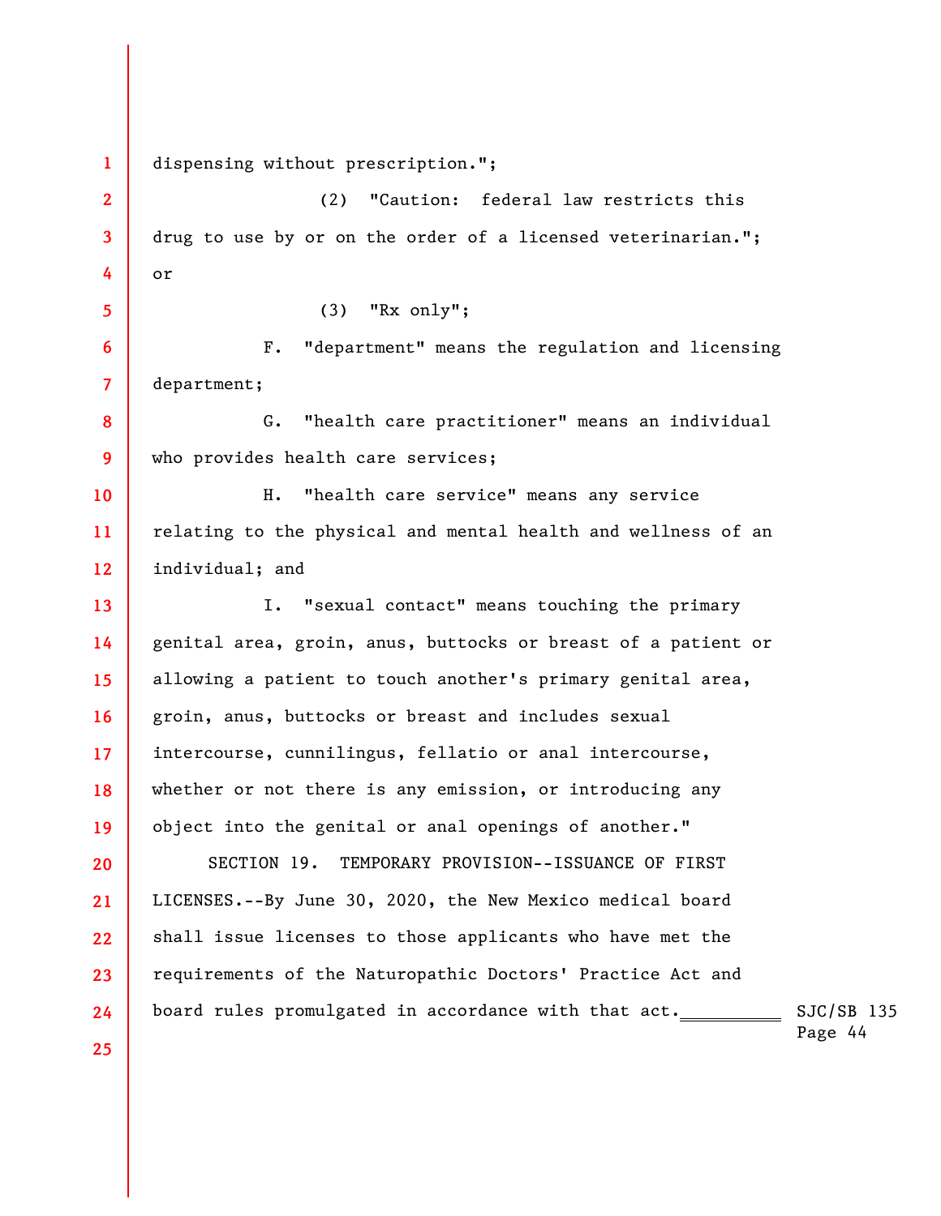dispensing without prescription.";

(2) "Caution: federal law restricts this drug to use by or on the order of a licensed veterinarian."; or

(3) "Rx only";

F. "department" means the regulation and licensing department;

G. "health care practitioner" means an individual who provides health care services;

H. "health care service" means any service relating to the physical and mental health and wellness of an individual; and

I. "sexual contact" means touching the primary genital area, groin, anus, buttocks or breast of a patient or allowing a patient to touch another's primary genital area, groin, anus, buttocks or breast and includes sexual intercourse, cunnilingus, fellatio or anal intercourse, whether or not there is any emission, or introducing any object into the genital or anal openings of another."

SECTION 19. TEMPORARY PROVISION--ISSUANCE OF FIRST LICENSES.--By June 30, 2020, the New Mexico medical board shall issue licenses to those applicants who have met the requirements of the Naturopathic Doctors' Practice Act and board rules promulgated in accordance with that act.